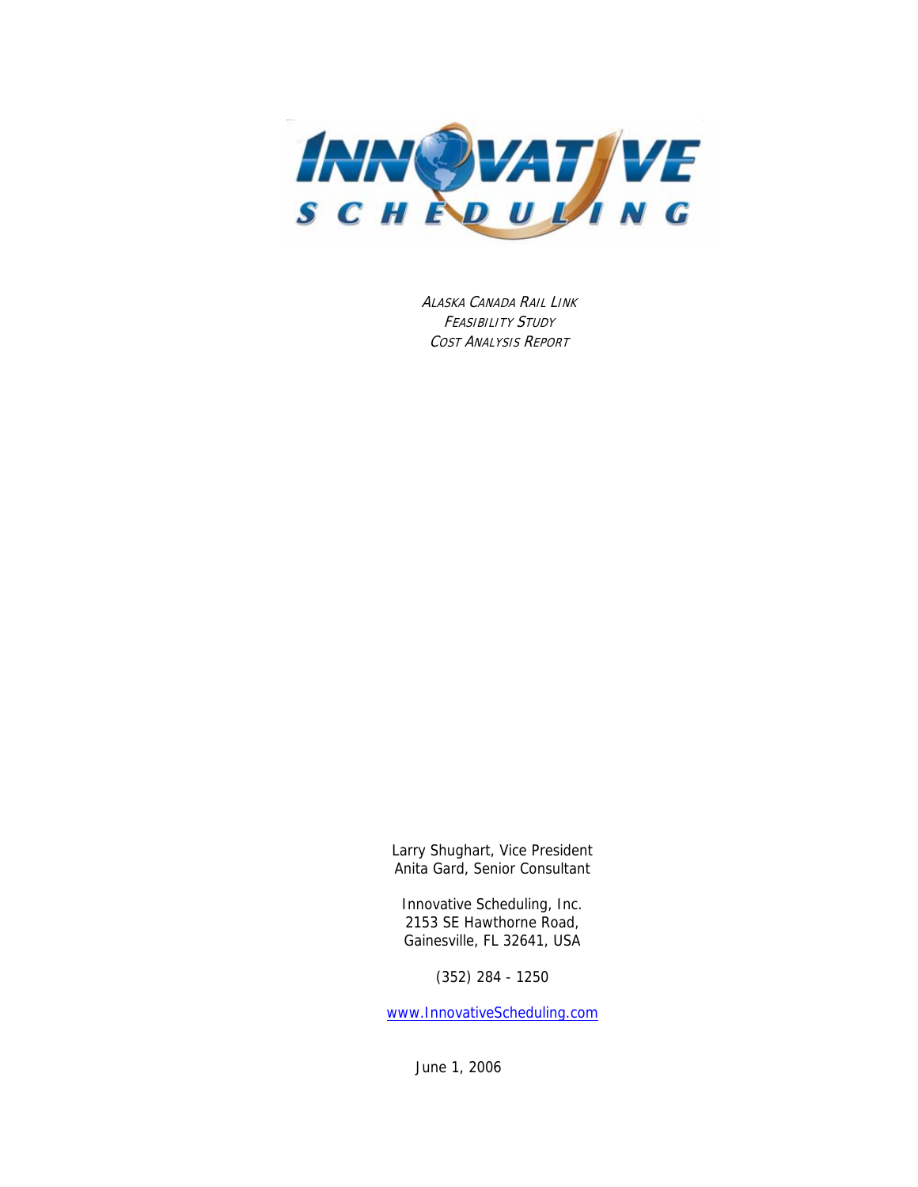INNOVATIVE SCHEDULING

# Alaska Canada Rail Link
## Feasibility Study
## Cost Analysis Report

Larry Shughart, Vice President
Anita Gard, Senior Consultant

Innovative Scheduling, Inc.
2153 SE Hawthorne Road,
Gainesville, FL 32641, USA

(352) 284 - 1250

www.InnovativeScheduling.com

June 1, 2006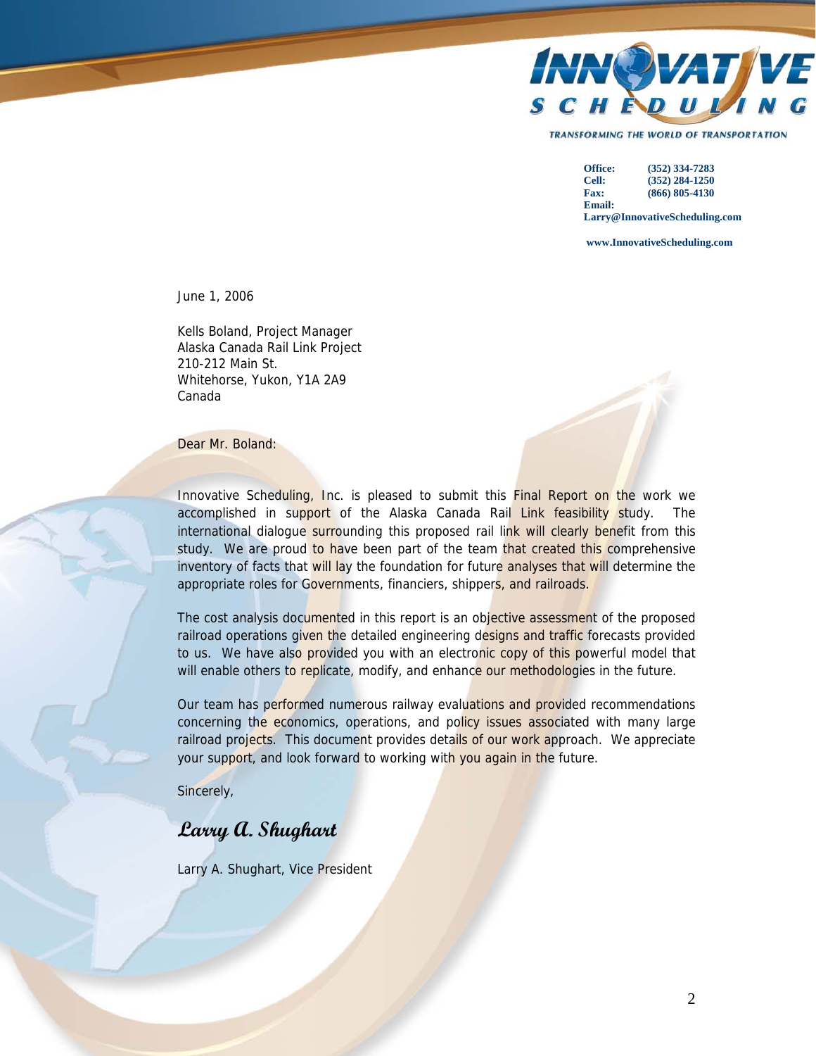INNOVATIVE SCHEDULING

TRANSFORMING THE WORLD OF TRANSPORTATION

**Office:** (352) 334-7283
**Cell:** (352) 284-1250
**Fax:** (866) 805-4130
**Email:** Larry@InnovativeScheduling.com

**www.InnovativeScheduling.com**

June 1, 2006

Kells Boland, Project Manager
Alaska Canada Rail Link Project
210-212 Main St.
Whitehorse, Yukon, Y1A 2A9
Canada

Dear Mr. Boland:

Innovative Scheduling, Inc. is pleased to submit this Final Report on the work we accomplished in support of the Alaska Canada Rail Link feasibility study. The international dialogue surrounding this proposed rail link will clearly benefit from this study. We are proud to have been part of the team that created this comprehensive inventory of facts that will lay the foundation for future analyses that will determine the appropriate roles for Governments, financiers, shippers, and railroads.

The cost analysis documented in this report is an objective assessment of the proposed railroad operations given the detailed engineering designs and traffic forecasts provided to us. We have also provided you with an electronic copy of this powerful model that will enable others to replicate, modify, and enhance our methodologies in the future.

Our team has performed numerous railway evaluations and provided recommendations concerning the economics, operations, and policy issues associated with many large railroad projects. This document provides details of our work approach. We appreciate your support, and look forward to working with you again in the future.

Sincerely,

*Larry A. Shughart*

Larry A. Shughart, Vice President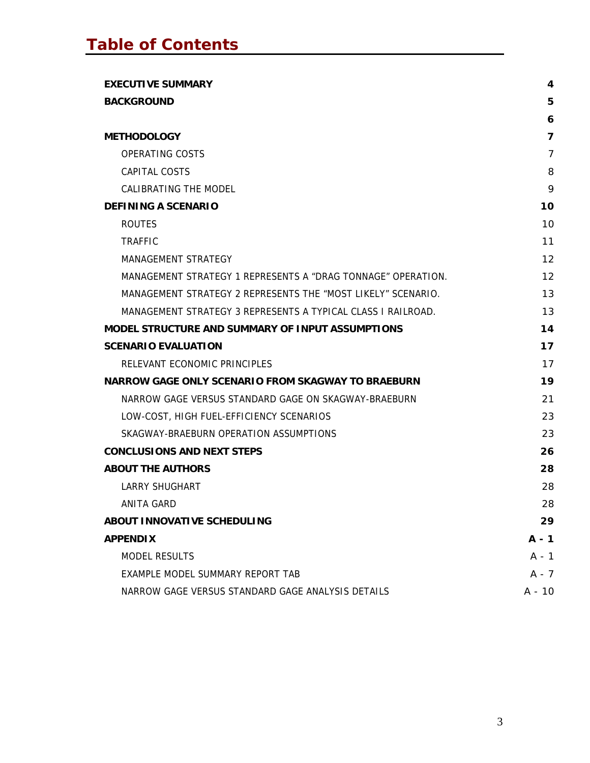# Table of Contents

| | |
|---|---|
| **EXECUTIVE SUMMARY** | **4** |
| **BACKGROUND** | **5** |
| | **6** |
| **METHODOLOGY** | **7** |
| OPERATING COSTS | 7 |
| CAPITAL COSTS | 8 |
| CALIBRATING THE MODEL | 9 |
| **DEFINING A SCENARIO** | **10** |
| ROUTES | 10 |
| TRAFFIC | 11 |
| MANAGEMENT STRATEGY | 12 |
| MANAGEMENT STRATEGY 1 REPRESENTS A "DRAG TONNAGE" OPERATION. | 12 |
| MANAGEMENT STRATEGY 2 REPRESENTS THE "MOST LIKELY" SCENARIO. | 13 |
| MANAGEMENT STRATEGY 3 REPRESENTS A TYPICAL CLASS I RAILROAD. | 13 |
| **MODEL STRUCTURE AND SUMMARY OF INPUT ASSUMPTIONS** | **14** |
| **SCENARIO EVALUATION** | **17** |
| RELEVANT ECONOMIC PRINCIPLES | 17 |
| **NARROW GAGE ONLY SCENARIO FROM SKAGWAY TO BRAEBURN** | **19** |
| NARROW GAGE VERSUS STANDARD GAGE ON SKAGWAY-BRAEBURN | 21 |
| LOW-COST, HIGH FUEL-EFFICIENCY SCENARIOS | 23 |
| SKAGWAY-BRAEBURN OPERATION ASSUMPTIONS | 23 |
| **CONCLUSIONS AND NEXT STEPS** | **26** |
| **ABOUT THE AUTHORS** | **28** |
| LARRY SHUGHART | 28 |
| ANITA GARD | 28 |
| **ABOUT INNOVATIVE SCHEDULING** | **29** |
| **APPENDIX** | **A - 1** |
| MODEL RESULTS | A - 1 |
| EXAMPLE MODEL SUMMARY REPORT TAB | A - 7 |
| NARROW GAGE VERSUS STANDARD GAGE ANALYSIS DETAILS | A - 10 |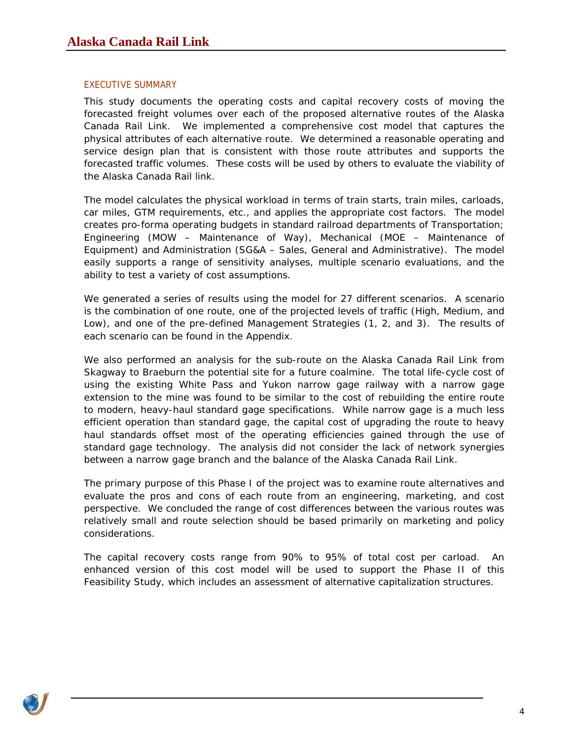## EXECUTIVE SUMMARY

This study documents the operating costs and capital recovery costs of moving the forecasted freight volumes over each of the proposed alternative routes of the Alaska Canada Rail Link. We implemented a comprehensive cost model that captures the physical attributes of each alternative route. We determined a reasonable operating and service design plan that is consistent with those route attributes and supports the forecasted traffic volumes. These costs will be used by others to evaluate the viability of the Alaska Canada Rail link.

The model calculates the physical workload in terms of train starts, train miles, carloads, car miles, GTM requirements, etc., and applies the appropriate cost factors. The model creates pro-forma operating budgets in standard railroad departments of Transportation; Engineering (MOW – Maintenance of Way), Mechanical (MOE – Maintenance of Equipment) and Administration (SG&A – Sales, General and Administrative). The model easily supports a range of sensitivity analyses, multiple scenario evaluations, and the ability to test a variety of cost assumptions.

We generated a series of results using the model for 27 different scenarios. A scenario is the combination of one route, one of the projected levels of traffic (High, Medium, and Low), and one of the pre-defined Management Strategies (1, 2, and 3). The results of each scenario can be found in the Appendix.

We also performed an analysis for the sub-route on the Alaska Canada Rail Link from Skagway to Braeburn the potential site for a future coalmine. The total life-cycle cost of using the existing White Pass and Yukon narrow gage railway with a narrow gage extension to the mine was found to be similar to the cost of rebuilding the entire route to modern, heavy-haul standard gage specifications. While narrow gage is a much less efficient operation than standard gage, the capital cost of upgrading the route to heavy haul standards offset most of the operating efficiencies gained through the use of standard gage technology. The analysis did not consider the lack of network synergies between a narrow gage branch and the balance of the Alaska Canada Rail Link.

The primary purpose of this Phase I of the project was to examine route alternatives and evaluate the pros and cons of each route from an engineering, marketing, and cost perspective. We concluded the range of cost differences between the various routes was relatively small and route selection should be based primarily on marketing and policy considerations.

The capital recovery costs range from 90% to 95% of total cost per carload. An enhanced version of this cost model will be used to support the Phase II of this Feasibility Study, which includes an assessment of alternative capitalization structures.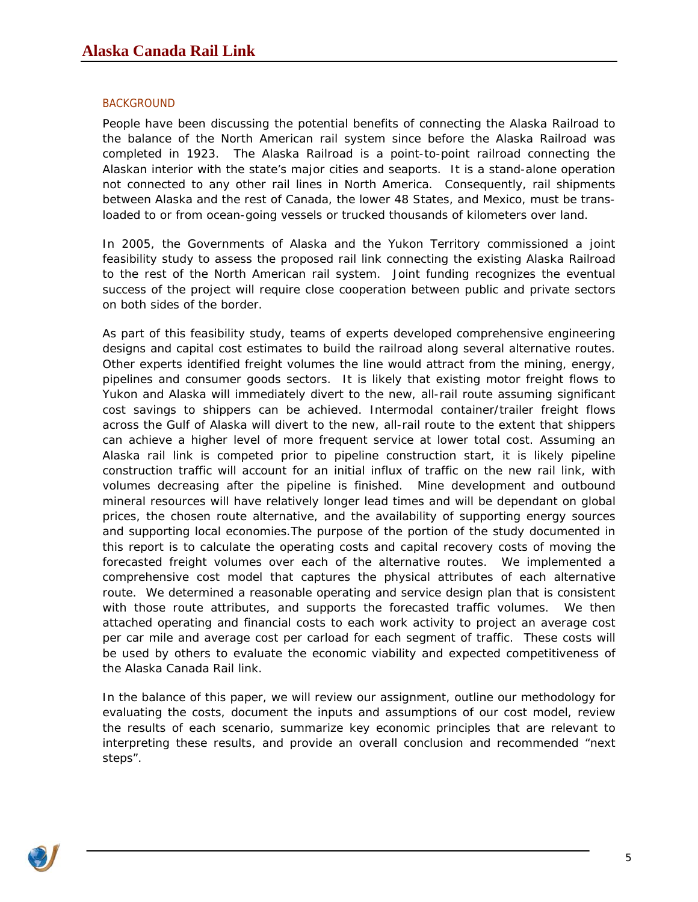## BACKGROUND

People have been discussing the potential benefits of connecting the Alaska Railroad to the balance of the North American rail system since before the Alaska Railroad was completed in 1923. The Alaska Railroad is a point-to-point railroad connecting the Alaskan interior with the state's major cities and seaports. It is a stand-alone operation not connected to any other rail lines in North America. Consequently, rail shipments between Alaska and the rest of Canada, the lower 48 States, and Mexico, must be trans-loaded to or from ocean-going vessels or trucked thousands of kilometers over land.

In 2005, the Governments of Alaska and the Yukon Territory commissioned a joint feasibility study to assess the proposed rail link connecting the existing Alaska Railroad to the rest of the North American rail system. Joint funding recognizes the eventual success of the project will require close cooperation between public and private sectors on both sides of the border.

As part of this feasibility study, teams of experts developed comprehensive engineering designs and capital cost estimates to build the railroad along several alternative routes. Other experts identified freight volumes the line would attract from the mining, energy, pipelines and consumer goods sectors. It is likely that existing motor freight flows to Yukon and Alaska will immediately divert to the new, all-rail route assuming significant cost savings to shippers can be achieved. Intermodal container/trailer freight flows across the Gulf of Alaska will divert to the new, all-rail route to the extent that shippers can achieve a higher level of more frequent service at lower total cost. Assuming an Alaska rail link is competed prior to pipeline construction start, it is likely pipeline construction traffic will account for an initial influx of traffic on the new rail link, with volumes decreasing after the pipeline is finished. Mine development and outbound mineral resources will have relatively longer lead times and will be dependant on global prices, the chosen route alternative, and the availability of supporting energy sources and supporting local economies.The purpose of the portion of the study documented in this report is to calculate the operating costs and capital recovery costs of moving the forecasted freight volumes over each of the alternative routes. We implemented a comprehensive cost model that captures the physical attributes of each alternative route. We determined a reasonable operating and service design plan that is consistent with those route attributes, and supports the forecasted traffic volumes. We then attached operating and financial costs to each work activity to project an average cost per car mile and average cost per carload for each segment of traffic. These costs will be used by others to evaluate the economic viability and expected competitiveness of the Alaska Canada Rail link.

In the balance of this paper, we will review our assignment, outline our methodology for evaluating the costs, document the inputs and assumptions of our cost model, review the results of each scenario, summarize key economic principles that are relevant to interpreting these results, and provide an overall conclusion and recommended "next steps".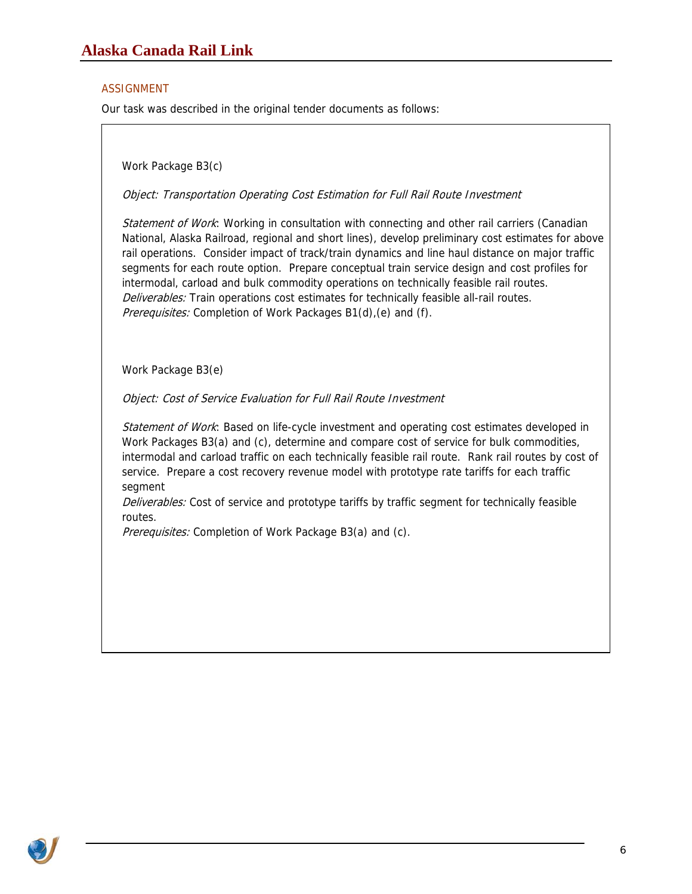## ASSIGNMENT

Our task was described in the original tender documents as follows:

Work Package B3(c)

*Object: Transportation Operating Cost Estimation for Full Rail Route Investment*

*Statement of Work*: Working in consultation with connecting and other rail carriers (Canadian National, Alaska Railroad, regional and short lines), develop preliminary cost estimates for above rail operations. Consider impact of track/train dynamics and line haul distance on major traffic segments for each route option. Prepare conceptual train service design and cost profiles for intermodal, carload and bulk commodity operations on technically feasible rail routes.
*Deliverables:* Train operations cost estimates for technically feasible all-rail routes.
*Prerequisites:* Completion of Work Packages B1(d),(e) and (f).

Work Package B3(e)

*Object: Cost of Service Evaluation for Full Rail Route Investment*

*Statement of Work*: Based on life-cycle investment and operating cost estimates developed in Work Packages B3(a) and (c), determine and compare cost of service for bulk commodities, intermodal and carload traffic on each technically feasible rail route. Rank rail routes by cost of service. Prepare a cost recovery revenue model with prototype rate tariffs for each traffic segment
*Deliverables:* Cost of service and prototype tariffs by traffic segment for technically feasible routes.
*Prerequisites:* Completion of Work Package B3(a) and (c).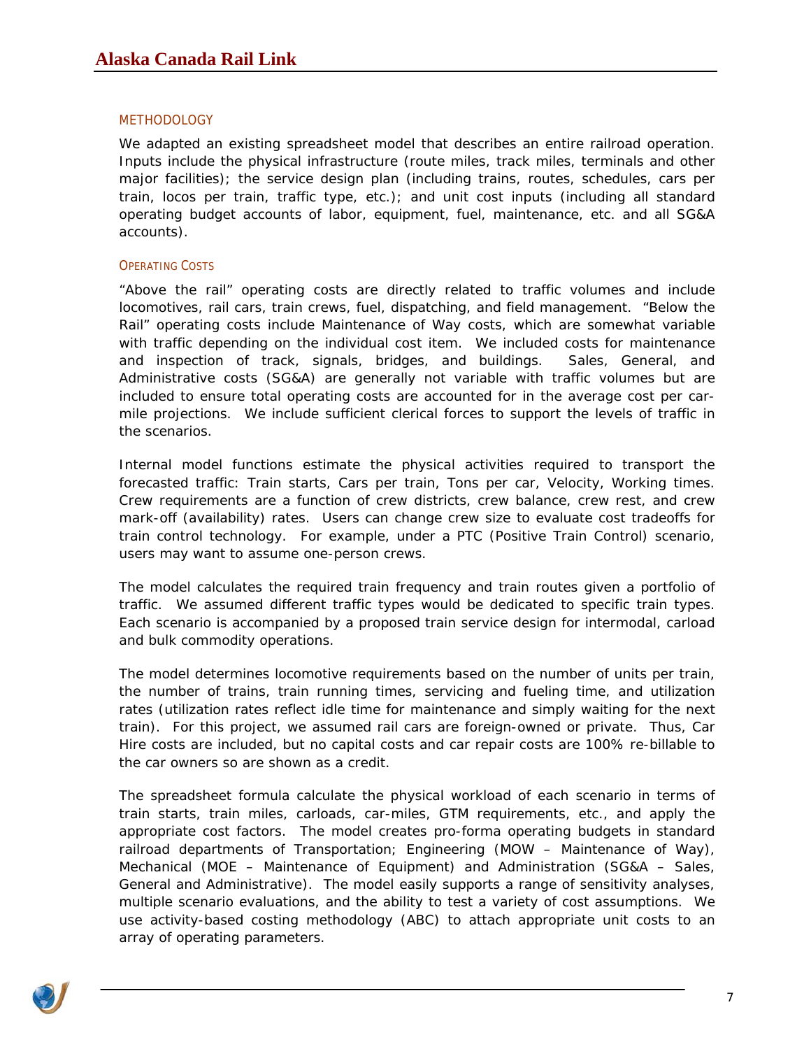## METHODOLOGY

We adapted an existing spreadsheet model that describes an entire railroad operation. Inputs include the physical infrastructure (route miles, track miles, terminals and other major facilities); the service design plan (including trains, routes, schedules, cars per train, locos per train, traffic type, etc.); and unit cost inputs (including all standard operating budget accounts of labor, equipment, fuel, maintenance, etc. and all SG&A accounts).

### OPERATING COSTS

"Above the rail" operating costs are directly related to traffic volumes and include locomotives, rail cars, train crews, fuel, dispatching, and field management. "Below the Rail" operating costs include Maintenance of Way costs, which are somewhat variable with traffic depending on the individual cost item. We included costs for maintenance and inspection of track, signals, bridges, and buildings. Sales, General, and Administrative costs (SG&A) are generally not variable with traffic volumes but are included to ensure total operating costs are accounted for in the average cost per car-mile projections. We include sufficient clerical forces to support the levels of traffic in the scenarios.

Internal model functions estimate the physical activities required to transport the forecasted traffic: Train starts, Cars per train, Tons per car, Velocity, Working times. Crew requirements are a function of crew districts, crew balance, crew rest, and crew mark-off (availability) rates. Users can change crew size to evaluate cost tradeoffs for train control technology. For example, under a PTC (Positive Train Control) scenario, users may want to assume one-person crews.

The model calculates the required train frequency and train routes given a portfolio of traffic. We assumed different traffic types would be dedicated to specific train types. Each scenario is accompanied by a proposed train service design for intermodal, carload and bulk commodity operations.

The model determines locomotive requirements based on the number of units per train, the number of trains, train running times, servicing and fueling time, and utilization rates (utilization rates reflect idle time for maintenance and simply waiting for the next train). For this project, we assumed rail cars are foreign-owned or private. Thus, Car Hire costs are included, but no capital costs and car repair costs are 100% re-billable to the car owners so are shown as a credit.

The spreadsheet formula calculate the physical workload of each scenario in terms of train starts, train miles, carloads, car-miles, GTM requirements, etc., and apply the appropriate cost factors. The model creates pro-forma operating budgets in standard railroad departments of Transportation; Engineering (MOW – Maintenance of Way), Mechanical (MOE – Maintenance of Equipment) and Administration (SG&A – Sales, General and Administrative). The model easily supports a range of sensitivity analyses, multiple scenario evaluations, and the ability to test a variety of cost assumptions. We use activity-based costing methodology (ABC) to attach appropriate unit costs to an array of operating parameters.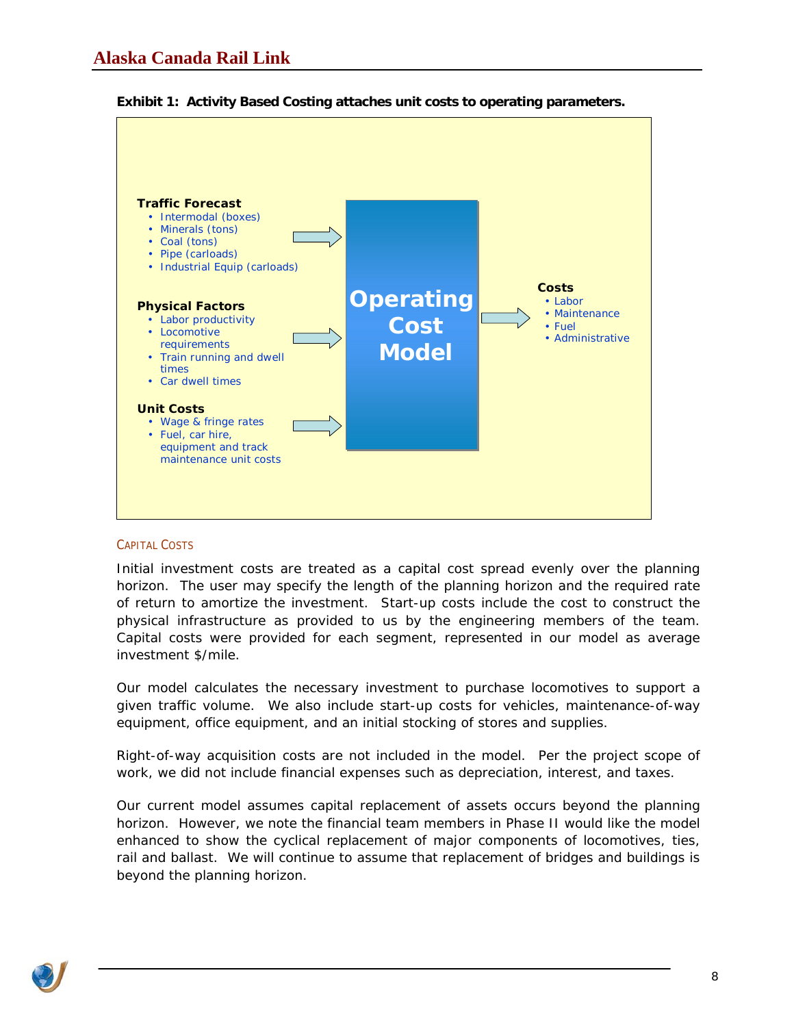**Exhibit 1: Activity Based Costing attaches unit costs to operating parameters.**

**Traffic Forecast**
- Intermodal (boxes)
- Minerals (tons)
- Coal (tons)
- Pipe (carloads)
- Industrial Equip (carloads)

**Physical Factors**
- Labor productivity
- Locomotive requirements
- Train running and dwell times
- Car dwell times

**Unit Costs**
- Wage & fringe rates
- Fuel, car hire, equipment and track maintenance unit costs

**Operating Cost Model**

**Costs**
- Labor
- Maintenance
- Fuel
- Administrative

### Capital Costs

Initial investment costs are treated as a capital cost spread evenly over the planning horizon. The user may specify the length of the planning horizon and the required rate of return to amortize the investment. Start-up costs include the cost to construct the physical infrastructure as provided to us by the engineering members of the team. Capital costs were provided for each segment, represented in our model as average investment $/mile.

Our model calculates the necessary investment to purchase locomotives to support a given traffic volume. We also include start-up costs for vehicles, maintenance-of-way equipment, office equipment, and an initial stocking of stores and supplies.

Right-of-way acquisition costs are not included in the model. Per the project scope of work, we did not include financial expenses such as depreciation, interest, and taxes.

Our current model assumes capital replacement of assets occurs beyond the planning horizon. However, we note the financial team members in Phase II would like the model enhanced to show the cyclical replacement of major components of locomotives, ties, rail and ballast. We will continue to assume that replacement of bridges and buildings is beyond the planning horizon.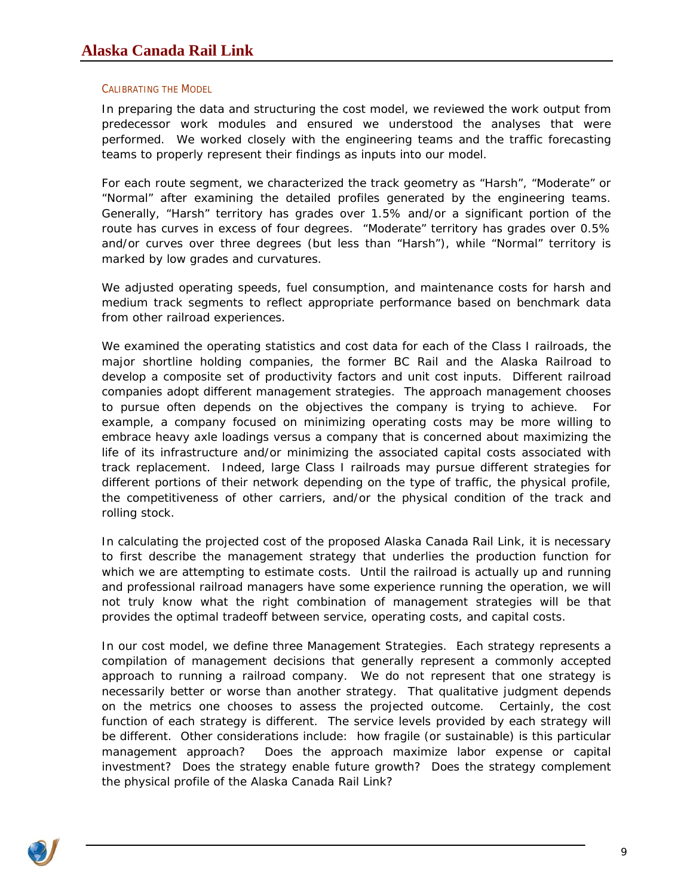### CALIBRATING THE MODEL

In preparing the data and structuring the cost model, we reviewed the work output from predecessor work modules and ensured we understood the analyses that were performed. We worked closely with the engineering teams and the traffic forecasting teams to properly represent their findings as inputs into our model.

For each route segment, we characterized the track geometry as "Harsh", "Moderate" or "Normal" after examining the detailed profiles generated by the engineering teams. Generally, "Harsh" territory has grades over 1.5% and/or a significant portion of the route has curves in excess of four degrees. "Moderate" territory has grades over 0.5% and/or curves over three degrees (but less than "Harsh"), while "Normal" territory is marked by low grades and curvatures.

We adjusted operating speeds, fuel consumption, and maintenance costs for harsh and medium track segments to reflect appropriate performance based on benchmark data from other railroad experiences.

We examined the operating statistics and cost data for each of the Class I railroads, the major shortline holding companies, the former BC Rail and the Alaska Railroad to develop a composite set of productivity factors and unit cost inputs. Different railroad companies adopt different management strategies. The approach management chooses to pursue often depends on the objectives the company is trying to achieve. For example, a company focused on minimizing operating costs may be more willing to embrace heavy axle loadings versus a company that is concerned about maximizing the life of its infrastructure and/or minimizing the associated capital costs associated with track replacement. Indeed, large Class I railroads may pursue different strategies for different portions of their network depending on the type of traffic, the physical profile, the competitiveness of other carriers, and/or the physical condition of the track and rolling stock.

In calculating the projected cost of the proposed Alaska Canada Rail Link, it is necessary to first describe the management strategy that underlies the production function for which we are attempting to estimate costs. Until the railroad is actually up and running and professional railroad managers have some experience running the operation, we will not truly know what the right combination of management strategies will be that provides the optimal tradeoff between service, operating costs, and capital costs.

In our cost model, we define three Management Strategies. Each strategy represents a compilation of management decisions that generally represent a commonly accepted approach to running a railroad company. We do not represent that one strategy is necessarily better or worse than another strategy. That qualitative judgment depends on the metrics one chooses to assess the projected outcome. Certainly, the cost function of each strategy is different. The service levels provided by each strategy will be different. Other considerations include: how fragile (or sustainable) is this particular management approach? Does the approach maximize labor expense or capital investment? Does the strategy enable future growth? Does the strategy complement the physical profile of the Alaska Canada Rail Link?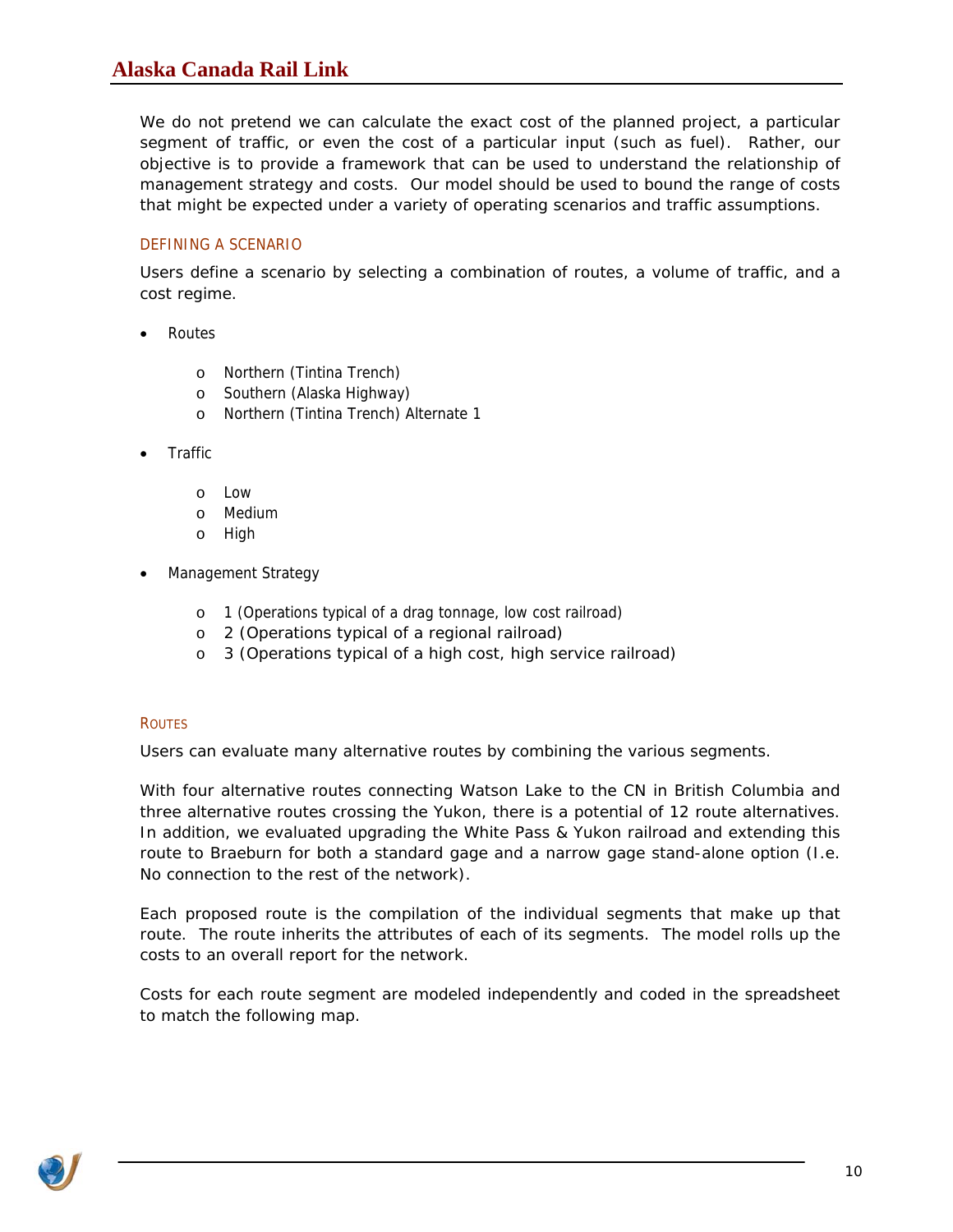We do not pretend we can calculate the exact cost of the planned project, a particular segment of traffic, or even the cost of a particular input (such as fuel). Rather, our objective is to provide a framework that can be used to understand the relationship of management strategy and costs. Our model should be used to bound the range of costs that might be expected under a variety of operating scenarios and traffic assumptions.

### DEFINING A SCENARIO

Users define a scenario by selecting a combination of routes, a volume of traffic, and a cost regime.

- Routes
  - Northern (Tintina Trench)
  - Southern (Alaska Highway)
  - Northern (Tintina Trench) Alternate 1
- Traffic
  - Low
  - Medium
  - High
- Management Strategy
  - 1 (Operations typical of a drag tonnage, low cost railroad)
  - 2 (Operations typical of a regional railroad)
  - 3 (Operations typical of a high cost, high service railroad)

### ROUTES

Users can evaluate many alternative routes by combining the various segments.

With four alternative routes connecting Watson Lake to the CN in British Columbia and three alternative routes crossing the Yukon, there is a potential of 12 route alternatives. In addition, we evaluated upgrading the White Pass & Yukon railroad and extending this route to Braeburn for both a standard gage and a narrow gage stand-alone option (I.e. No connection to the rest of the network).

Each proposed route is the compilation of the individual segments that make up that route. The route inherits the attributes of each of its segments. The model rolls up the costs to an overall report for the network.

Costs for each route segment are modeled independently and coded in the spreadsheet to match the following map.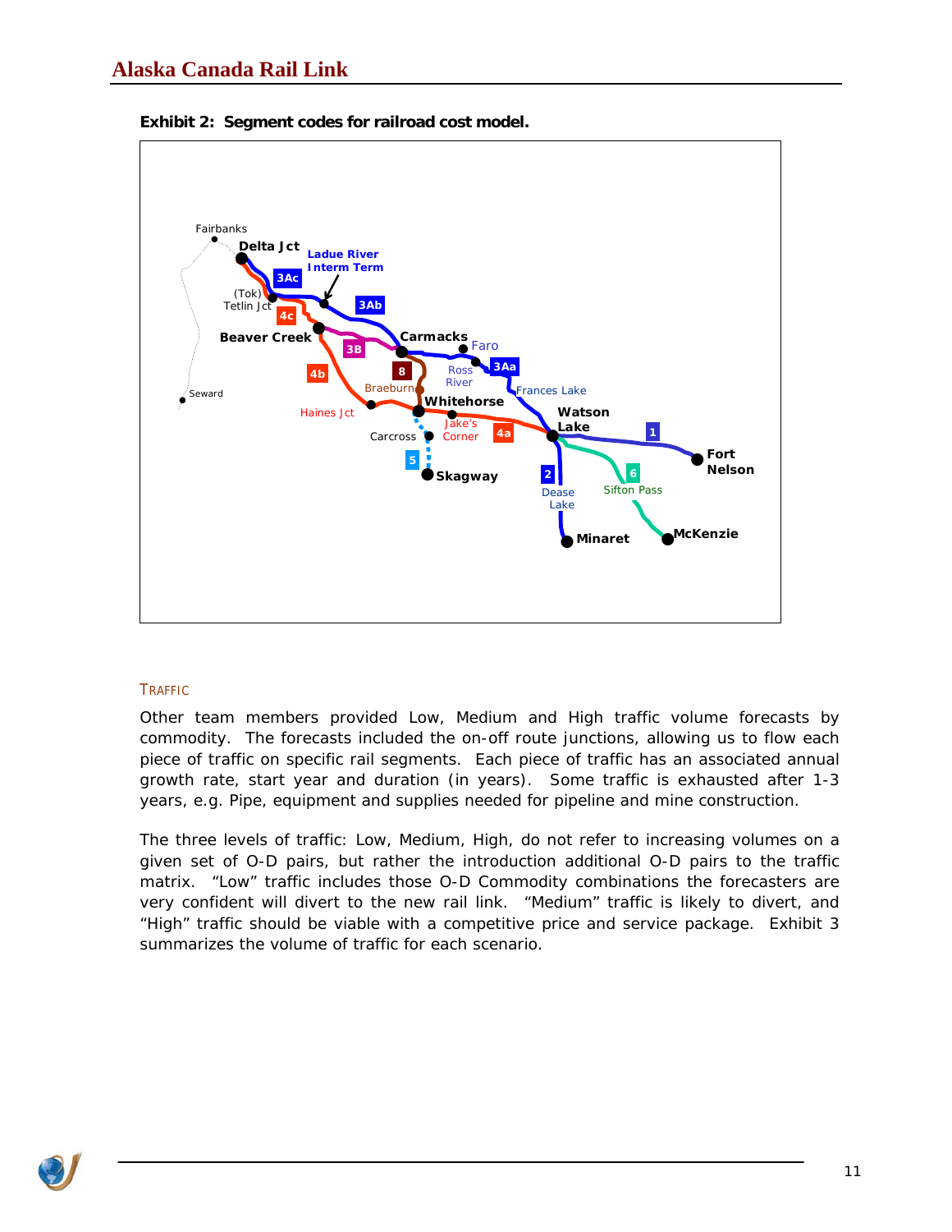**Exhibit 2: Segment codes for railroad cost model.**

TRAFFIC

Other team members provided Low, Medium and High traffic volume forecasts by commodity. The forecasts included the on-off route junctions, allowing us to flow each piece of traffic on specific rail segments. Each piece of traffic has an associated annual growth rate, start year and duration (in years). Some traffic is exhausted after 1-3 years, e.g. Pipe, equipment and supplies needed for pipeline and mine construction.

The three levels of traffic: Low, Medium, High, do not refer to increasing volumes on a given set of O-D pairs, but rather the introduction additional O-D pairs to the traffic matrix. "Low" traffic includes those O-D Commodity combinations the forecasters are very confident will divert to the new rail link. "Medium" traffic is likely to divert, and "High" traffic should be viable with a competitive price and service package. Exhibit 3 summarizes the volume of traffic for each scenario.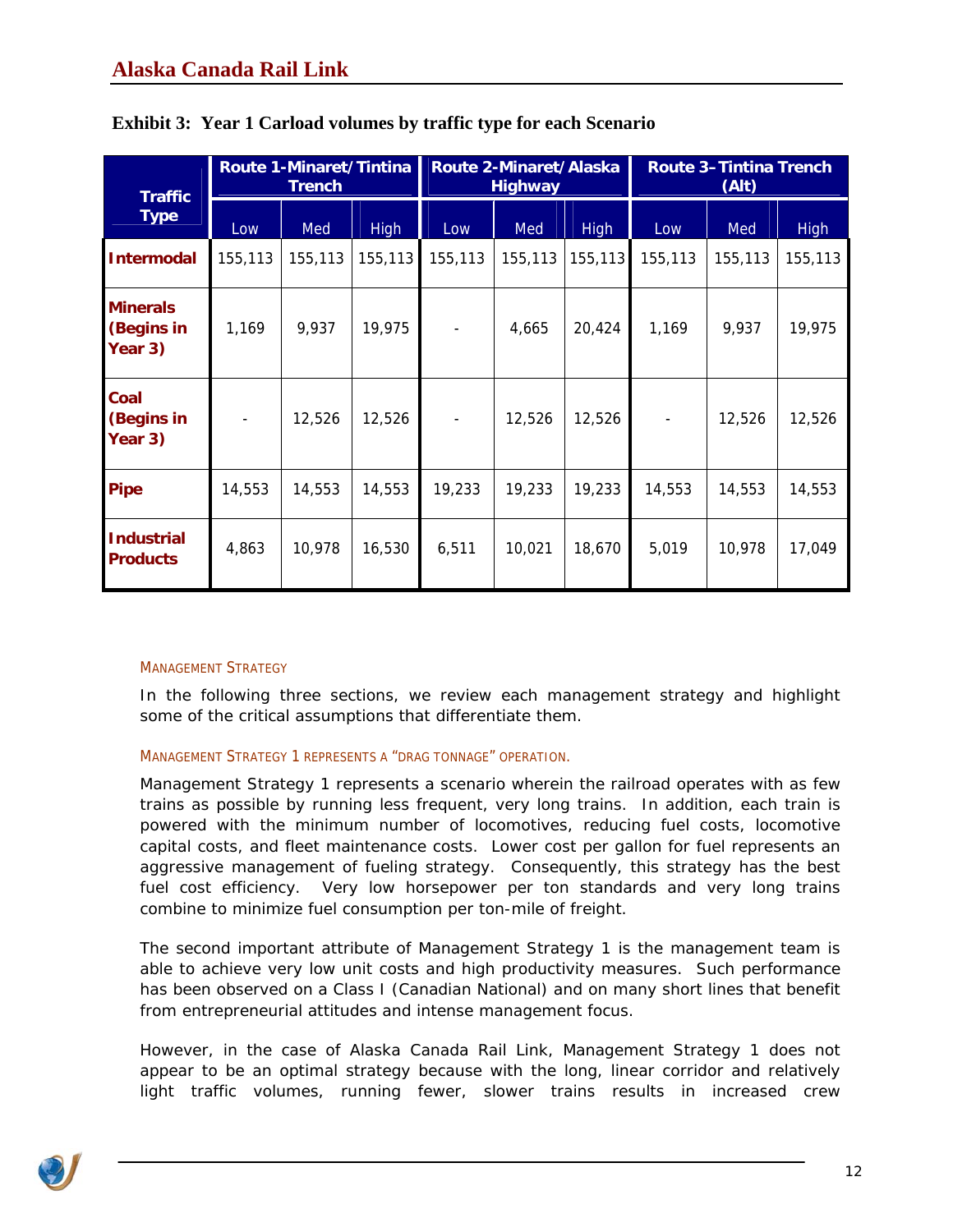**Exhibit 3: Year 1 Carload volumes by traffic type for each Scenario**

| Traffic Type | Route 1-Minaret/Tintina Trench | | | Route 2-Minaret/Alaska Highway | | | Route 3–Tintina Trench (Alt) | | |
|---|---|---|---|---|---|---|---|---|---|
| | Low | Med | High | Low | Med | High | Low | Med | High |
| **Intermodal** | 155,113 | 155,113 | 155,113 | 155,113 | 155,113 | 155,113 | 155,113 | 155,113 | 155,113 |
| **Minerals (Begins in Year 3)** | 1,169 | 9,937 | 19,975 | - | 4,665 | 20,424 | 1,169 | 9,937 | 19,975 |
| **Coal (Begins in Year 3)** | - | 12,526 | 12,526 | - | 12,526 | 12,526 | - | 12,526 | 12,526 |
| **Pipe** | 14,553 | 14,553 | 14,553 | 19,233 | 19,233 | 19,233 | 14,553 | 14,553 | 14,553 |
| **Industrial Products** | 4,863 | 10,978 | 16,530 | 6,511 | 10,021 | 18,670 | 5,019 | 10,978 | 17,049 |

### MANAGEMENT STRATEGY

In the following three sections, we review each management strategy and highlight some of the critical assumptions that differentiate them.

#### MANAGEMENT STRATEGY 1 REPRESENTS A "DRAG TONNAGE" OPERATION.

Management Strategy 1 represents a scenario wherein the railroad operates with as few trains as possible by running less frequent, very long trains. In addition, each train is powered with the minimum number of locomotives, reducing fuel costs, locomotive capital costs, and fleet maintenance costs. Lower cost per gallon for fuel represents an aggressive management of fueling strategy. Consequently, this strategy has the best fuel cost efficiency. Very low horsepower per ton standards and very long trains combine to minimize fuel consumption per ton-mile of freight.

The second important attribute of Management Strategy 1 is the management team is able to achieve very low unit costs and high productivity measures. Such performance has been observed on a Class I (Canadian National) and on many short lines that benefit from entrepreneurial attitudes and intense management focus.

However, in the case of Alaska Canada Rail Link, Management Strategy 1 does not appear to be an optimal strategy because with the long, linear corridor and relatively light traffic volumes, running fewer, slower trains results in increased crew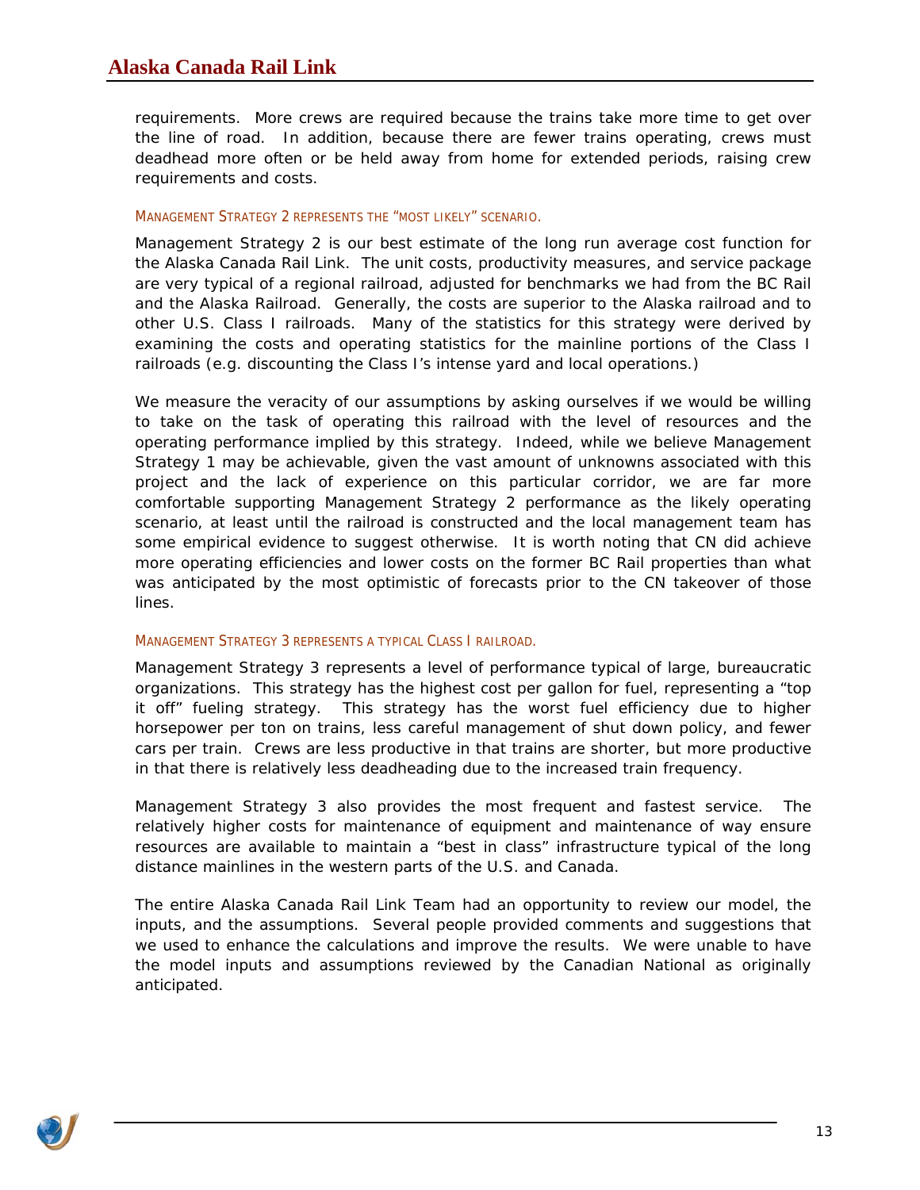requirements. More crews are required because the trains take more time to get over the line of road. In addition, because there are fewer trains operating, crews must deadhead more often or be held away from home for extended periods, raising crew requirements and costs.

### Management Strategy 2 represents the "most likely" scenario.

Management Strategy 2 is our best estimate of the long run average cost function for the Alaska Canada Rail Link. The unit costs, productivity measures, and service package are very typical of a regional railroad, adjusted for benchmarks we had from the BC Rail and the Alaska Railroad. Generally, the costs are superior to the Alaska railroad and to other U.S. Class I railroads. Many of the statistics for this strategy were derived by examining the costs and operating statistics for the mainline portions of the Class I railroads (e.g. discounting the Class I's intense yard and local operations.)

We measure the veracity of our assumptions by asking ourselves if we would be willing to take on the task of operating this railroad with the level of resources and the operating performance implied by this strategy. Indeed, while we believe Management Strategy 1 may be achievable, given the vast amount of unknowns associated with this project and the lack of experience on this particular corridor, we are far more comfortable supporting Management Strategy 2 performance as the likely operating scenario, at least until the railroad is constructed and the local management team has some empirical evidence to suggest otherwise. It is worth noting that CN did achieve more operating efficiencies and lower costs on the former BC Rail properties than what was anticipated by the most optimistic of forecasts prior to the CN takeover of those lines.

### Management Strategy 3 represents a typical Class I railroad.

Management Strategy 3 represents a level of performance typical of large, bureaucratic organizations. This strategy has the highest cost per gallon for fuel, representing a "top it off" fueling strategy. This strategy has the worst fuel efficiency due to higher horsepower per ton on trains, less careful management of shut down policy, and fewer cars per train. Crews are less productive in that trains are shorter, but more productive in that there is relatively less deadheading due to the increased train frequency.

Management Strategy 3 also provides the most frequent and fastest service. The relatively higher costs for maintenance of equipment and maintenance of way ensure resources are available to maintain a "best in class" infrastructure typical of the long distance mainlines in the western parts of the U.S. and Canada.

The entire Alaska Canada Rail Link Team had an opportunity to review our model, the inputs, and the assumptions. Several people provided comments and suggestions that we used to enhance the calculations and improve the results. We were unable to have the model inputs and assumptions reviewed by the Canadian National as originally anticipated.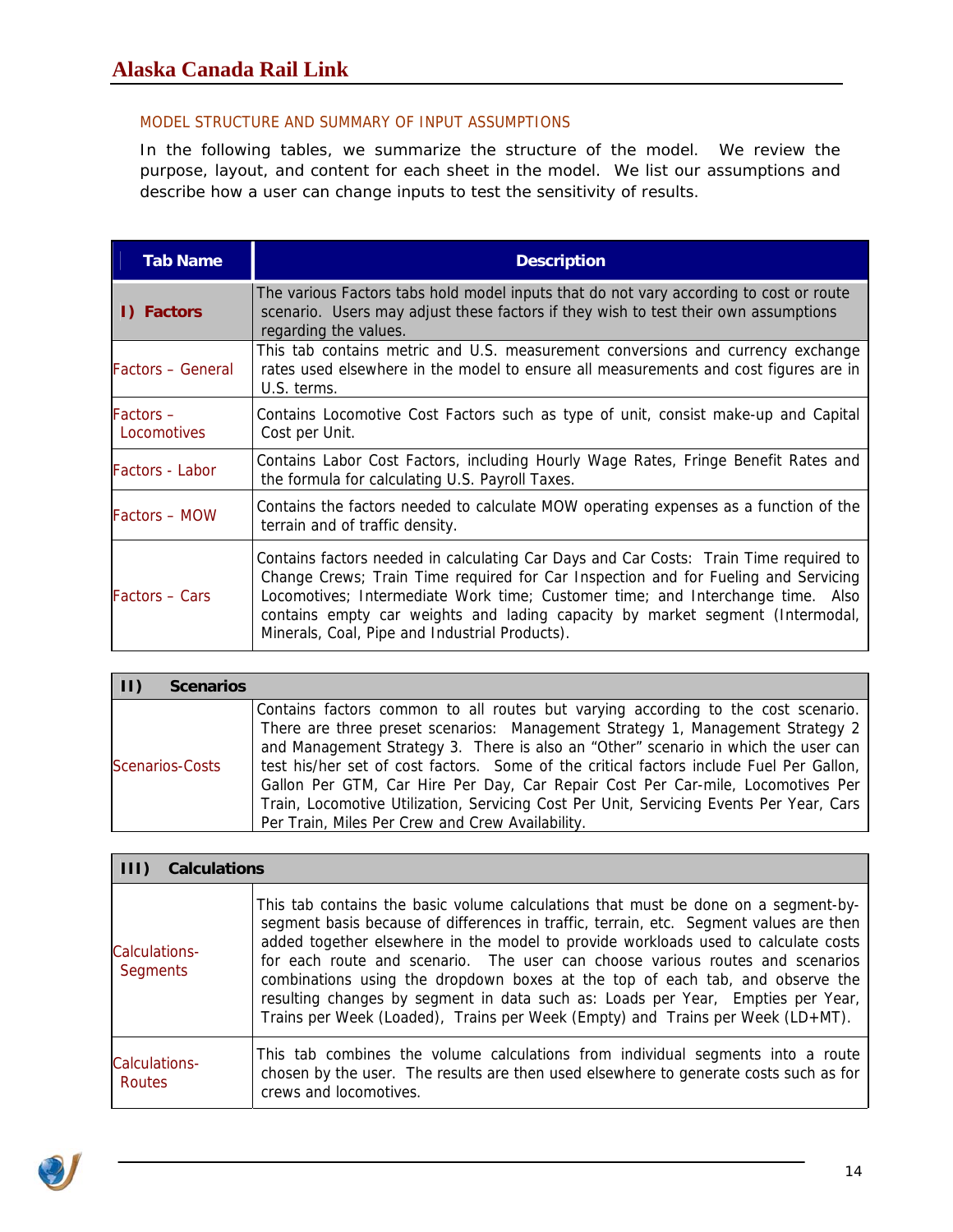## MODEL STRUCTURE AND SUMMARY OF INPUT ASSUMPTIONS

In the following tables, we summarize the structure of the model. We review the purpose, layout, and content for each sheet in the model. We list our assumptions and describe how a user can change inputs to test the sensitivity of results.

| Tab Name | Description |
|---|---|
| **I) Factors** | The various Factors tabs hold model inputs that do not vary according to cost or route scenario. Users may adjust these factors if they wish to test their own assumptions regarding the values. |
| Factors – General | This tab contains metric and U.S. measurement conversions and currency exchange rates used elsewhere in the model to ensure all measurements and cost figures are in U.S. terms. |
| Factors – Locomotives | Contains Locomotive Cost Factors such as type of unit, consist make-up and Capital Cost per Unit. |
| Factors - Labor | Contains Labor Cost Factors, including Hourly Wage Rates, Fringe Benefit Rates and the formula for calculating U.S. Payroll Taxes. |
| Factors – MOW | Contains the factors needed to calculate MOW operating expenses as a function of the terrain and of traffic density. |
| Factors – Cars | Contains factors needed in calculating Car Days and Car Costs: Train Time required to Change Crews; Train Time required for Car Inspection and for Fueling and Servicing Locomotives; Intermediate Work time; Customer time; and Interchange time. Also contains empty car weights and lading capacity by market segment (Intermodal, Minerals, Coal, Pipe and Industrial Products). |

| **II) Scenarios** | |
|---|---|
| Scenarios-Costs | Contains factors common to all routes but varying according to the cost scenario. There are three preset scenarios: Management Strategy 1, Management Strategy 2 and Management Strategy 3. There is also an "Other" scenario in which the user can test his/her set of cost factors. Some of the critical factors include Fuel Per Gallon, Gallon Per GTM, Car Hire Per Day, Car Repair Cost Per Car-mile, Locomotives Per Train, Locomotive Utilization, Servicing Cost Per Unit, Servicing Events Per Year, Cars Per Train, Miles Per Crew and Crew Availability. |

| **III) Calculations** | |
|---|---|
| Calculations-Segments | This tab contains the basic volume calculations that must be done on a segment-by-segment basis because of differences in traffic, terrain, etc. Segment values are then added together elsewhere in the model to provide workloads used to calculate costs for each route and scenario. The user can choose various routes and scenarios combinations using the dropdown boxes at the top of each tab, and observe the resulting changes by segment in data such as: Loads per Year, Empties per Year, Trains per Week (Loaded), Trains per Week (Empty) and Trains per Week (LD+MT). |
| Calculations-Routes | This tab combines the volume calculations from individual segments into a route chosen by the user. The results are then used elsewhere to generate costs such as for crews and locomotives. |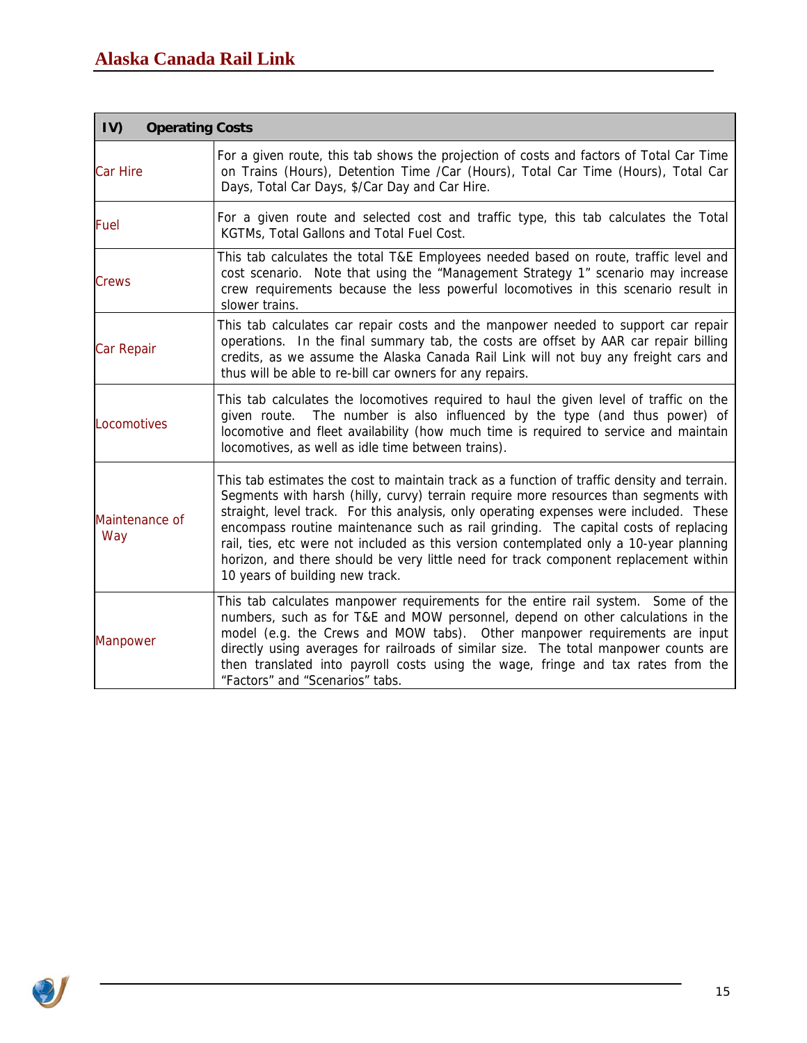| IV) Operating Costs | |
|---|---|
| Car Hire | For a given route, this tab shows the projection of costs and factors of Total Car Time on Trains (Hours), Detention Time /Car (Hours), Total Car Time (Hours), Total Car Days, Total Car Days, $/Car Day and Car Hire. |
| Fuel | For a given route and selected cost and traffic type, this tab calculates the Total KGTMs, Total Gallons and Total Fuel Cost. |
| Crews | This tab calculates the total T&E Employees needed based on route, traffic level and cost scenario. Note that using the "Management Strategy 1" scenario may increase crew requirements because the less powerful locomotives in this scenario result in slower trains. |
| Car Repair | This tab calculates car repair costs and the manpower needed to support car repair operations. In the final summary tab, the costs are offset by AAR car repair billing credits, as we assume the Alaska Canada Rail Link will not buy any freight cars and thus will be able to re-bill car owners for any repairs. |
| Locomotives | This tab calculates the locomotives required to haul the given level of traffic on the given route. The number is also influenced by the type (and thus power) of locomotive and fleet availability (how much time is required to service and maintain locomotives, as well as idle time between trains). |
| Maintenance of Way | This tab estimates the cost to maintain track as a function of traffic density and terrain. Segments with harsh (hilly, curvy) terrain require more resources than segments with straight, level track. For this analysis, only operating expenses were included. These encompass routine maintenance such as rail grinding. The capital costs of replacing rail, ties, etc were not included as this version contemplated only a 10-year planning horizon, and there should be very little need for track component replacement within 10 years of building new track. |
| Manpower | This tab calculates manpower requirements for the entire rail system. Some of the numbers, such as for T&E and MOW personnel, depend on other calculations in the model (e.g. the Crews and MOW tabs). Other manpower requirements are input directly using averages for railroads of similar size. The total manpower counts are then translated into payroll costs using the wage, fringe and tax rates from the "Factors" and "Scenarios" tabs. |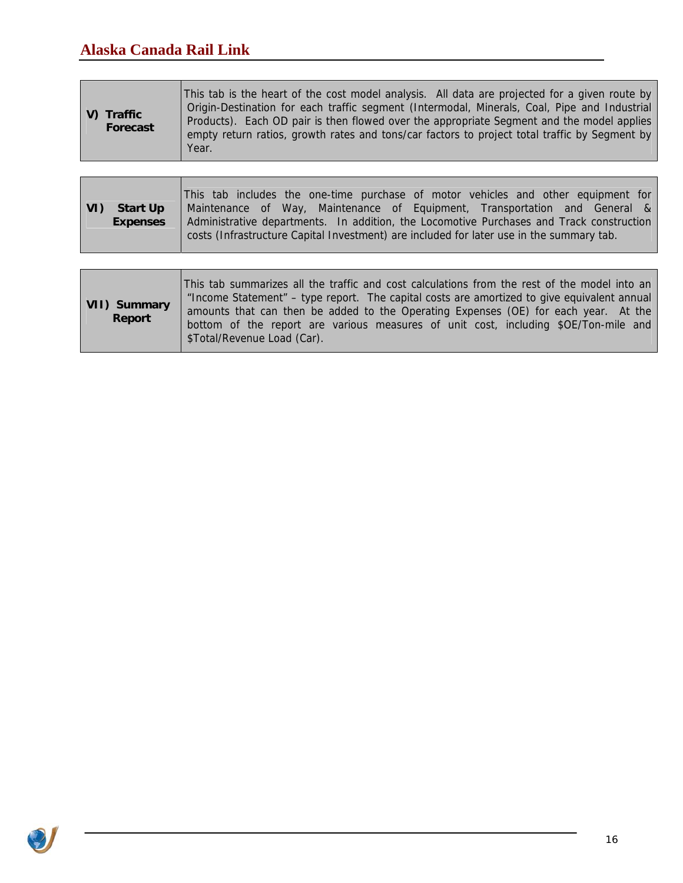| | |
|---|---|
| **V) Traffic Forecast** | This tab is the heart of the cost model analysis. All data are projected for a given route by Origin-Destination for each traffic segment (Intermodal, Minerals, Coal, Pipe and Industrial Products). Each OD pair is then flowed over the appropriate Segment and the model applies empty return ratios, growth rates and tons/car factors to project total traffic by Segment by Year. |

| | |
|---|---|
| **VI) Start Up Expenses** | This tab includes the one-time purchase of motor vehicles and other equipment for Maintenance of Way, Maintenance of Equipment, Transportation and General & Administrative departments. In addition, the Locomotive Purchases and Track construction costs (Infrastructure Capital Investment) are included for later use in the summary tab. |

| | |
|---|---|
| **VII) Summary Report** | This tab summarizes all the traffic and cost calculations from the rest of the model into an "Income Statement" – type report. The capital costs are amortized to give equivalent annual amounts that can then be added to the Operating Expenses (OE) for each year. At the bottom of the report are various measures of unit cost, including $OE/Ton-mile and $Total/Revenue Load (Car). |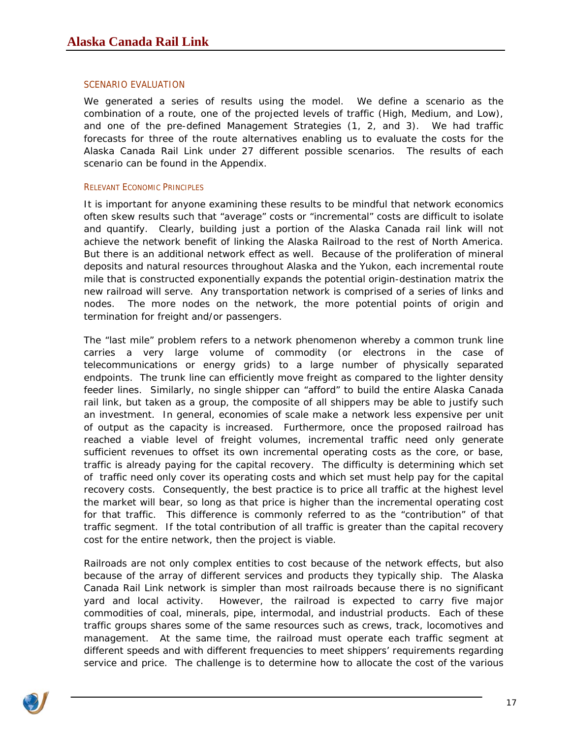## SCENARIO EVALUATION

We generated a series of results using the model. We define a scenario as the combination of a route, one of the projected levels of traffic (High, Medium, and Low), and one of the pre-defined Management Strategies (1, 2, and 3). We had traffic forecasts for three of the route alternatives enabling us to evaluate the costs for the Alaska Canada Rail Link under 27 different possible scenarios. The results of each scenario can be found in the Appendix.

### RELEVANT ECONOMIC PRINCIPLES

It is important for anyone examining these results to be mindful that network economics often skew results such that "average" costs or "incremental" costs are difficult to isolate and quantify. Clearly, building just a portion of the Alaska Canada rail link will not achieve the network benefit of linking the Alaska Railroad to the rest of North America. But there is an additional network effect as well. Because of the proliferation of mineral deposits and natural resources throughout Alaska and the Yukon, each incremental route mile that is constructed exponentially expands the potential origin-destination matrix the new railroad will serve. Any transportation network is comprised of a series of links and nodes. The more nodes on the network, the more potential points of origin and termination for freight and/or passengers.

The "last mile" problem refers to a network phenomenon whereby a common trunk line carries a very large volume of commodity (or electrons in the case of telecommunications or energy grids) to a large number of physically separated endpoints. The trunk line can efficiently move freight as compared to the lighter density feeder lines. Similarly, no single shipper can "afford" to build the entire Alaska Canada rail link, but taken as a group, the composite of all shippers may be able to justify such an investment. In general, economies of scale make a network less expensive per unit of output as the capacity is increased. Furthermore, once the proposed railroad has reached a viable level of freight volumes, incremental traffic need only generate sufficient revenues to offset its own incremental operating costs as the core, or base, traffic is already paying for the capital recovery. The difficulty is determining which set of traffic need only cover its operating costs and which set must help pay for the capital recovery costs. Consequently, the best practice is to price all traffic at the highest level the market will bear, so long as that price is higher than the incremental operating cost for that traffic. This difference is commonly referred to as the "contribution" of that traffic segment. If the total contribution of all traffic is greater than the capital recovery cost for the entire network, then the project is viable.

Railroads are not only complex entities to cost because of the network effects, but also because of the array of different services and products they typically ship. The Alaska Canada Rail Link network is simpler than most railroads because there is no significant yard and local activity. However, the railroad is expected to carry five major commodities of coal, minerals, pipe, intermodal, and industrial products. Each of these traffic groups shares some of the same resources such as crews, track, locomotives and management. At the same time, the railroad must operate each traffic segment at different speeds and with different frequencies to meet shippers' requirements regarding service and price. The challenge is to determine how to allocate the cost of the various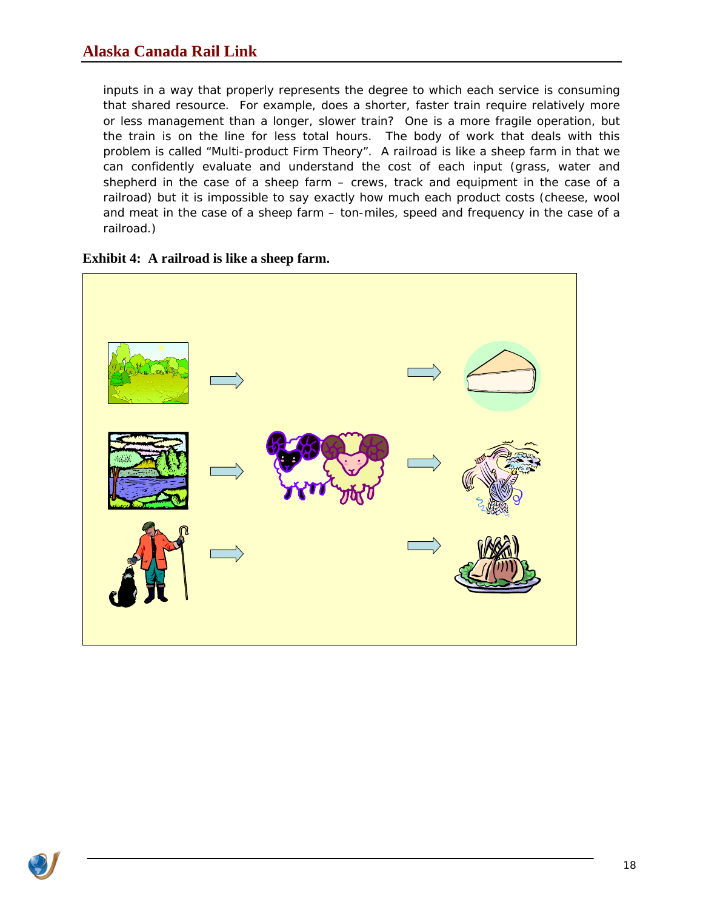inputs in a way that properly represents the degree to which each service is consuming that shared resource. For example, does a shorter, faster train require relatively more or less management than a longer, slower train? One is a more fragile operation, but the train is on the line for less total hours. The body of work that deals with this problem is called "Multi-product Firm Theory". A railroad is like a sheep farm in that we can confidently evaluate and understand the cost of each input (grass, water and shepherd in the case of a sheep farm – crews, track and equipment in the case of a railroad) but it is impossible to say exactly how much each product costs (cheese, wool and meat in the case of a sheep farm – ton-miles, speed and frequency in the case of a railroad.)

**Exhibit 4: A railroad is like a sheep farm.**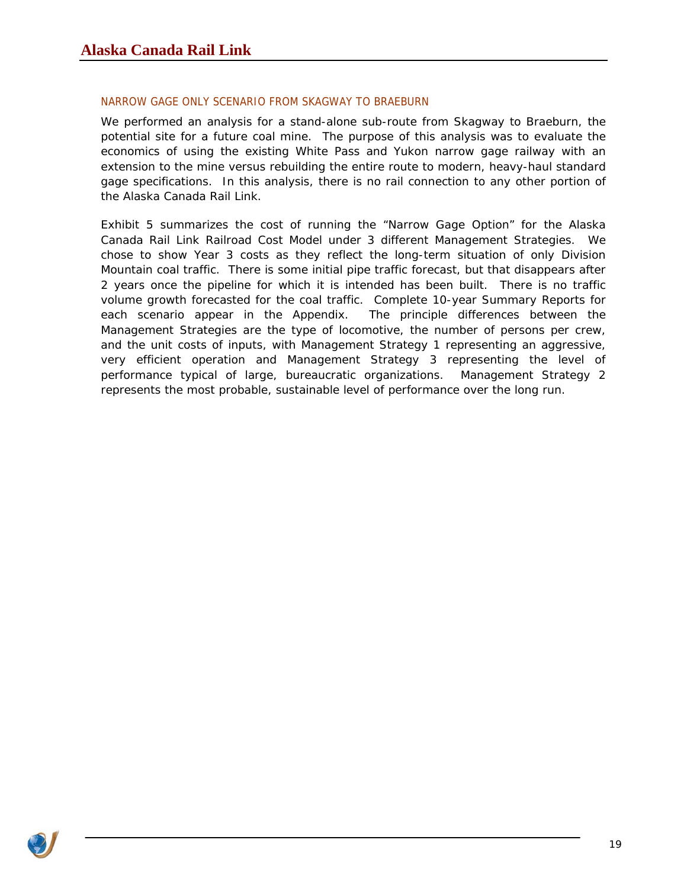## NARROW GAGE ONLY SCENARIO FROM SKAGWAY TO BRAEBURN

We performed an analysis for a stand-alone sub-route from Skagway to Braeburn, the potential site for a future coal mine. The purpose of this analysis was to evaluate the economics of using the existing White Pass and Yukon narrow gage railway with an extension to the mine versus rebuilding the entire route to modern, heavy-haul standard gage specifications. In this analysis, there is no rail connection to any other portion of the Alaska Canada Rail Link.

Exhibit 5 summarizes the cost of running the "Narrow Gage Option" for the Alaska Canada Rail Link Railroad Cost Model under 3 different Management Strategies. We chose to show Year 3 costs as they reflect the long-term situation of only Division Mountain coal traffic. There is some initial pipe traffic forecast, but that disappears after 2 years once the pipeline for which it is intended has been built. There is no traffic volume growth forecasted for the coal traffic. Complete 10-year Summary Reports for each scenario appear in the Appendix. The principle differences between the Management Strategies are the type of locomotive, the number of persons per crew, and the unit costs of inputs, with Management Strategy 1 representing an aggressive, very efficient operation and Management Strategy 3 representing the level of performance typical of large, bureaucratic organizations. Management Strategy 2 represents the most probable, sustainable level of performance over the long run.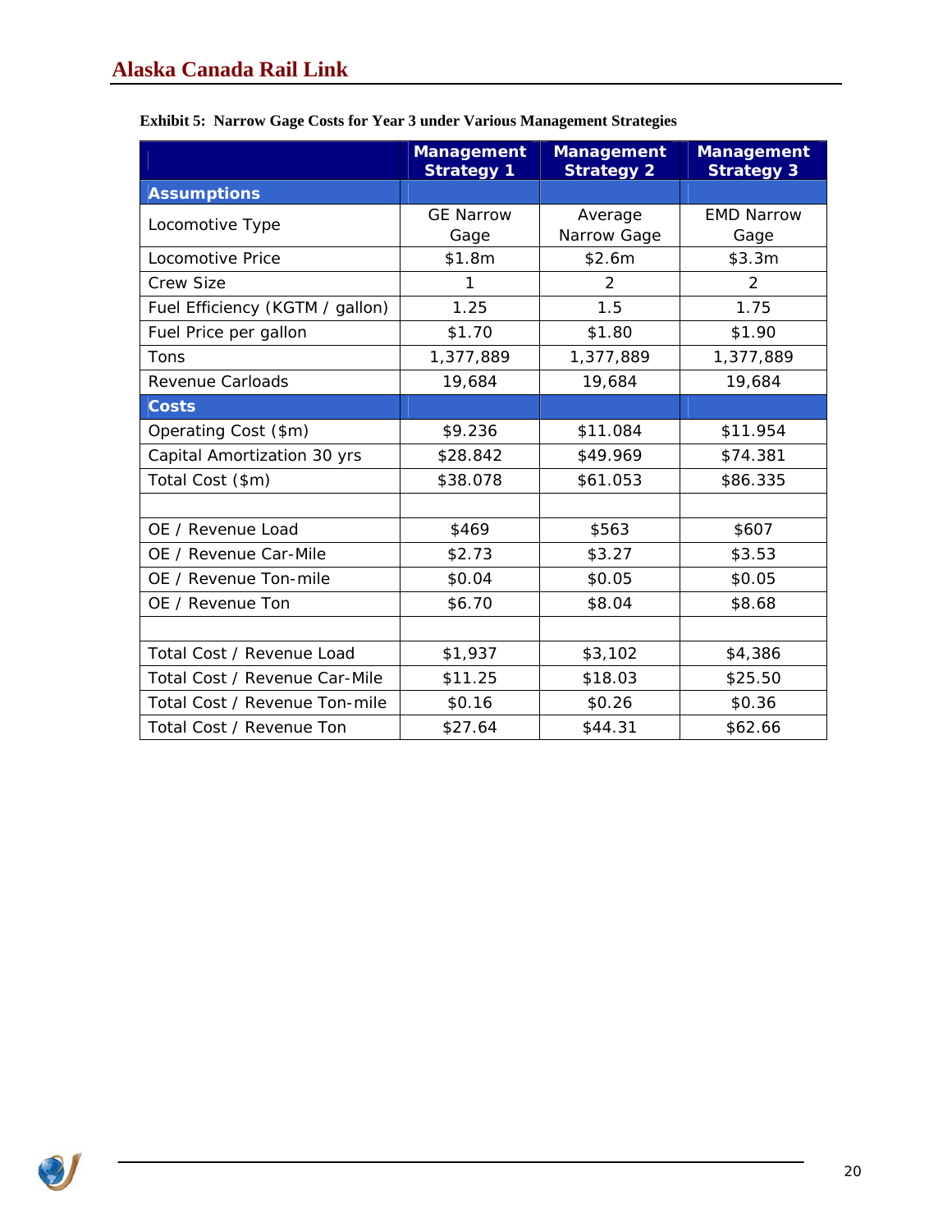**Exhibit 5: Narrow Gage Costs for Year 3 under Various Management Strategies**

| | Management Strategy 1 | Management Strategy 2 | Management Strategy 3 |
|---|---|---|---|
| **Assumptions** | | | |
| Locomotive Type | GE Narrow Gage | Average Narrow Gage | EMD Narrow Gage |
| Locomotive Price | $1.8m | $2.6m | $3.3m |
| Crew Size | 1 | 2 | 2 |
| Fuel Efficiency (KGTM / gallon) | 1.25 | 1.5 | 1.75 |
| Fuel Price per gallon | $1.70 | $1.80 | $1.90 |
| Tons | 1,377,889 | 1,377,889 | 1,377,889 |
| Revenue Carloads | 19,684 | 19,684 | 19,684 |
| **Costs** | | | |
| Operating Cost ($m) | $9.236 | $11.084 | $11.954 |
| Capital Amortization 30 yrs | $28.842 | $49.969 | $74.381 |
| Total Cost ($m) | $38.078 | $61.053 | $86.335 |
| | | | |
| OE / Revenue Load | $469 | $563 | $607 |
| OE / Revenue Car-Mile | $2.73 | $3.27 | $3.53 |
| OE / Revenue Ton-mile | $0.04 | $0.05 | $0.05 |
| OE / Revenue Ton | $6.70 | $8.04 | $8.68 |
| | | | |
| Total Cost / Revenue Load | $1,937 | $3,102 | $4,386 |
| Total Cost / Revenue Car-Mile | $11.25 | $18.03 | $25.50 |
| Total Cost / Revenue Ton-mile | $0.16 | $0.26 | $0.36 |
| Total Cost / Revenue Ton | $27.64 | $44.31 | $62.66 |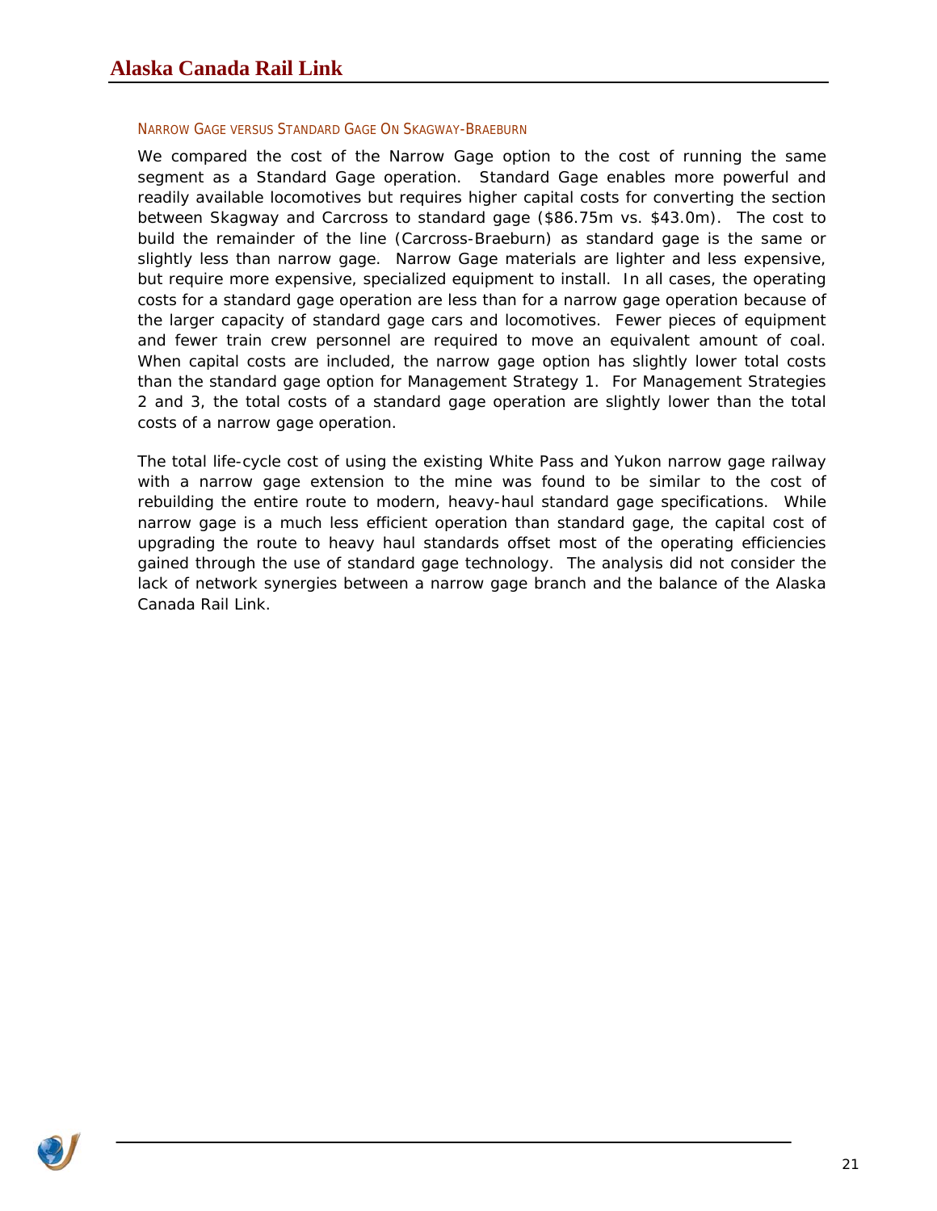### NARROW GAGE VERSUS STANDARD GAGE ON SKAGWAY-BRAEBURN

We compared the cost of the Narrow Gage option to the cost of running the same segment as a Standard Gage operation. Standard Gage enables more powerful and readily available locomotives but requires higher capital costs for converting the section between Skagway and Carcross to standard gage ($86.75m vs. $43.0m). The cost to build the remainder of the line (Carcross-Braeburn) as standard gage is the same or slightly less than narrow gage. Narrow Gage materials are lighter and less expensive, but require more expensive, specialized equipment to install. In all cases, the operating costs for a standard gage operation are less than for a narrow gage operation because of the larger capacity of standard gage cars and locomotives. Fewer pieces of equipment and fewer train crew personnel are required to move an equivalent amount of coal. When capital costs are included, the narrow gage option has slightly lower total costs than the standard gage option for Management Strategy 1. For Management Strategies 2 and 3, the total costs of a standard gage operation are slightly lower than the total costs of a narrow gage operation.

The total life-cycle cost of using the existing White Pass and Yukon narrow gage railway with a narrow gage extension to the mine was found to be similar to the cost of rebuilding the entire route to modern, heavy-haul standard gage specifications. While narrow gage is a much less efficient operation than standard gage, the capital cost of upgrading the route to heavy haul standards offset most of the operating efficiencies gained through the use of standard gage technology. The analysis did not consider the lack of network synergies between a narrow gage branch and the balance of the Alaska Canada Rail Link.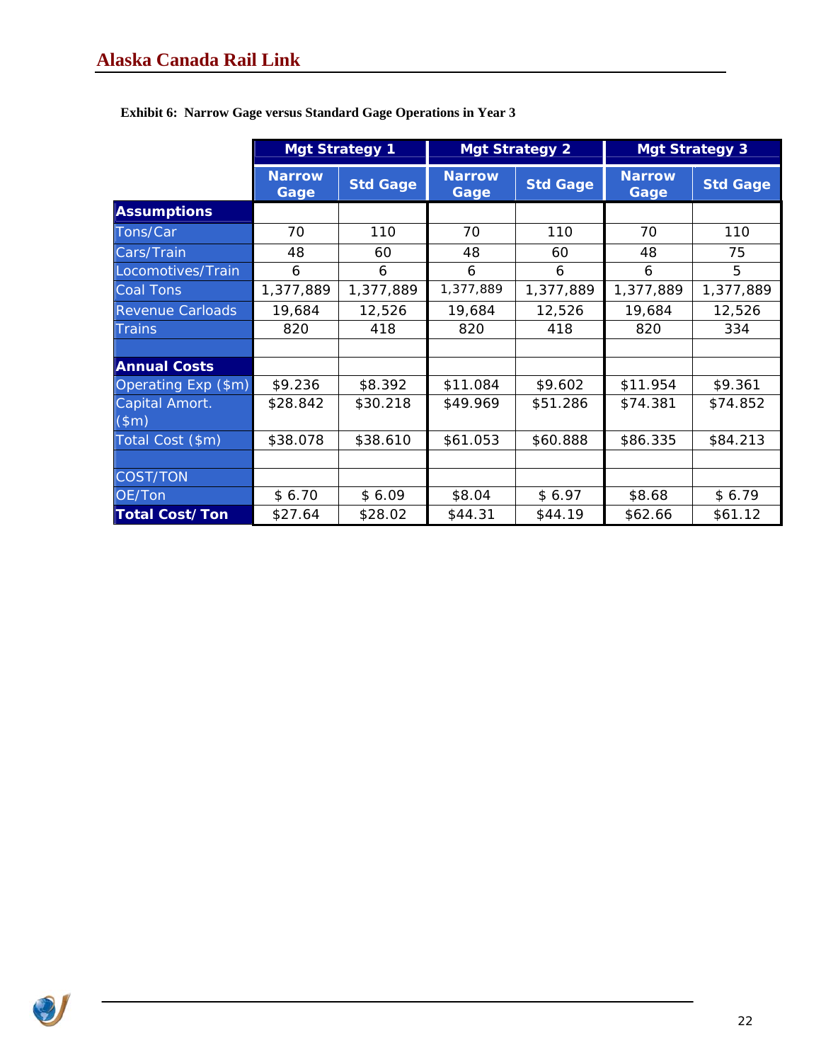**Exhibit 6: Narrow Gage versus Standard Gage Operations in Year 3**

| | Mgt Strategy 1 | | Mgt Strategy 2 | | Mgt Strategy 3 | |
|---|---|---|---|---|---|---|
| | Narrow Gage | Std Gage | Narrow Gage | Std Gage | Narrow Gage | Std Gage |
| **Assumptions** | | | | | | |
| Tons/Car | 70 | 110 | 70 | 110 | 70 | 110 |
| Cars/Train | 48 | 60 | 48 | 60 | 48 | 75 |
| Locomotives/Train | 6 | 6 | 6 | 6 | 6 | 5 |
| Coal Tons | 1,377,889 | 1,377,889 | 1,377,889 | 1,377,889 | 1,377,889 | 1,377,889 |
| Revenue Carloads | 19,684 | 12,526 | 19,684 | 12,526 | 19,684 | 12,526 |
| Trains | 820 | 418 | 820 | 418 | 820 | 334 |
| | | | | | | |
| **Annual Costs** | | | | | | |
| Operating Exp ($m) | $9.236 | $8.392 | $11.084 | $9.602 | $11.954 | $9.361 |
| Capital Amort. ($m) | $28.842 | $30.218 | $49.969 | $51.286 | $74.381 | $74.852 |
| Total Cost ($m) | $38.078 | $38.610 | $61.053 | $60.888 | $86.335 | $84.213 |
| | | | | | | |
| COST/TON | | | | | | |
| OE/Ton | $ 6.70 | $ 6.09 | $8.04 | $ 6.97 | $8.68 | $ 6.79 |
| **Total Cost/ Ton** | $27.64 | $28.02 | $44.31 | $44.19 | $62.66 | $61.12 |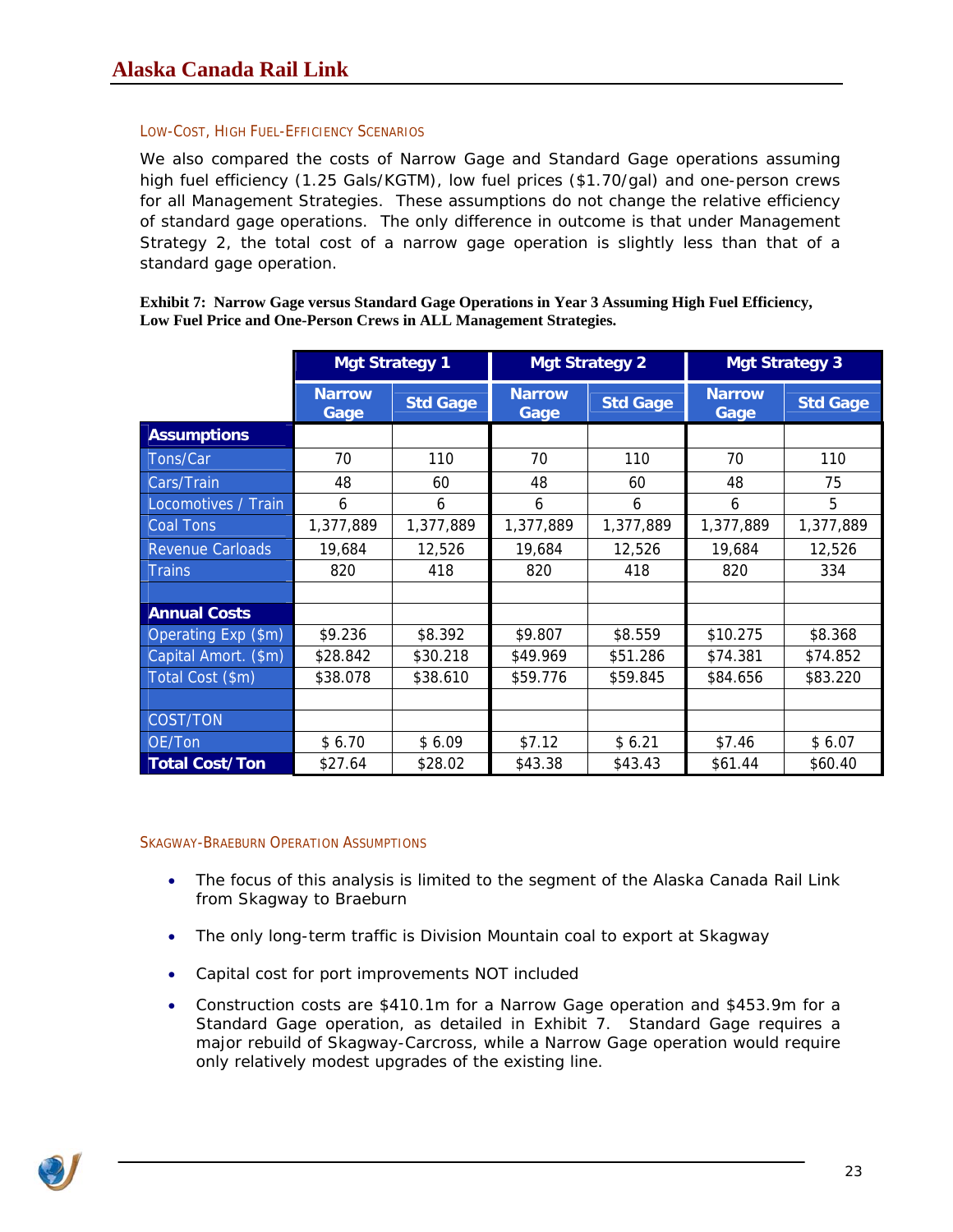### LOW-COST, HIGH FUEL-EFFICIENCY SCENARIOS

We also compared the costs of Narrow Gage and Standard Gage operations assuming high fuel efficiency (1.25 Gals/KGTM), low fuel prices ($1.70/gal) and one-person crews for all Management Strategies. These assumptions do not change the relative efficiency of standard gage operations. The only difference in outcome is that under Management Strategy 2, the total cost of a narrow gage operation is slightly less than that of a standard gage operation.

**Exhibit 7: Narrow Gage versus Standard Gage Operations in Year 3 Assuming High Fuel Efficiency, Low Fuel Price and One-Person Crews in ALL Management Strategies.**

| | Mgt Strategy 1 | | Mgt Strategy 2 | | Mgt Strategy 3 | |
|---|---|---|---|---|---|---|
| | Narrow Gage | Std Gage | Narrow Gage | Std Gage | Narrow Gage | Std Gage |
| **Assumptions** | | | | | | |
| Tons/Car | 70 | 110 | 70 | 110 | 70 | 110 |
| Cars/Train | 48 | 60 | 48 | 60 | 48 | 75 |
| Locomotives / Train | 6 | 6 | 6 | 6 | 6 | 5 |
| Coal Tons | 1,377,889 | 1,377,889 | 1,377,889 | 1,377,889 | 1,377,889 | 1,377,889 |
| Revenue Carloads | 19,684 | 12,526 | 19,684 | 12,526 | 19,684 | 12,526 |
| Trains | 820 | 418 | 820 | 418 | 820 | 334 |
| | | | | | | |
| **Annual Costs** | | | | | | |
| Operating Exp ($m) | $9.236 | $8.392 | $9.807 | $8.559 | $10.275 | $8.368 |
| Capital Amort. ($m) | $28.842 | $30.218 | $49.969 | $51.286 | $74.381 | $74.852 |
| Total Cost ($m) | $38.078 | $38.610 | $59.776 | $59.845 | $84.656 | $83.220 |
| | | | | | | |
| COST/TON | | | | | | |
| OE/Ton | $ 6.70 | $ 6.09 | $7.12 | $ 6.21 | $7.46 | $ 6.07 |
| **Total Cost/Ton** | $27.64 | $28.02 | $43.38 | $43.43 | $61.44 | $60.40 |

### SKAGWAY-BRAEBURN OPERATION ASSUMPTIONS

- The focus of this analysis is limited to the segment of the Alaska Canada Rail Link from Skagway to Braeburn
- The only long-term traffic is Division Mountain coal to export at Skagway
- Capital cost for port improvements NOT included
- Construction costs are $410.1m for a Narrow Gage operation and $453.9m for a Standard Gage operation, as detailed in Exhibit 7. Standard Gage requires a major rebuild of Skagway-Carcross, while a Narrow Gage operation would require only relatively modest upgrades of the existing line.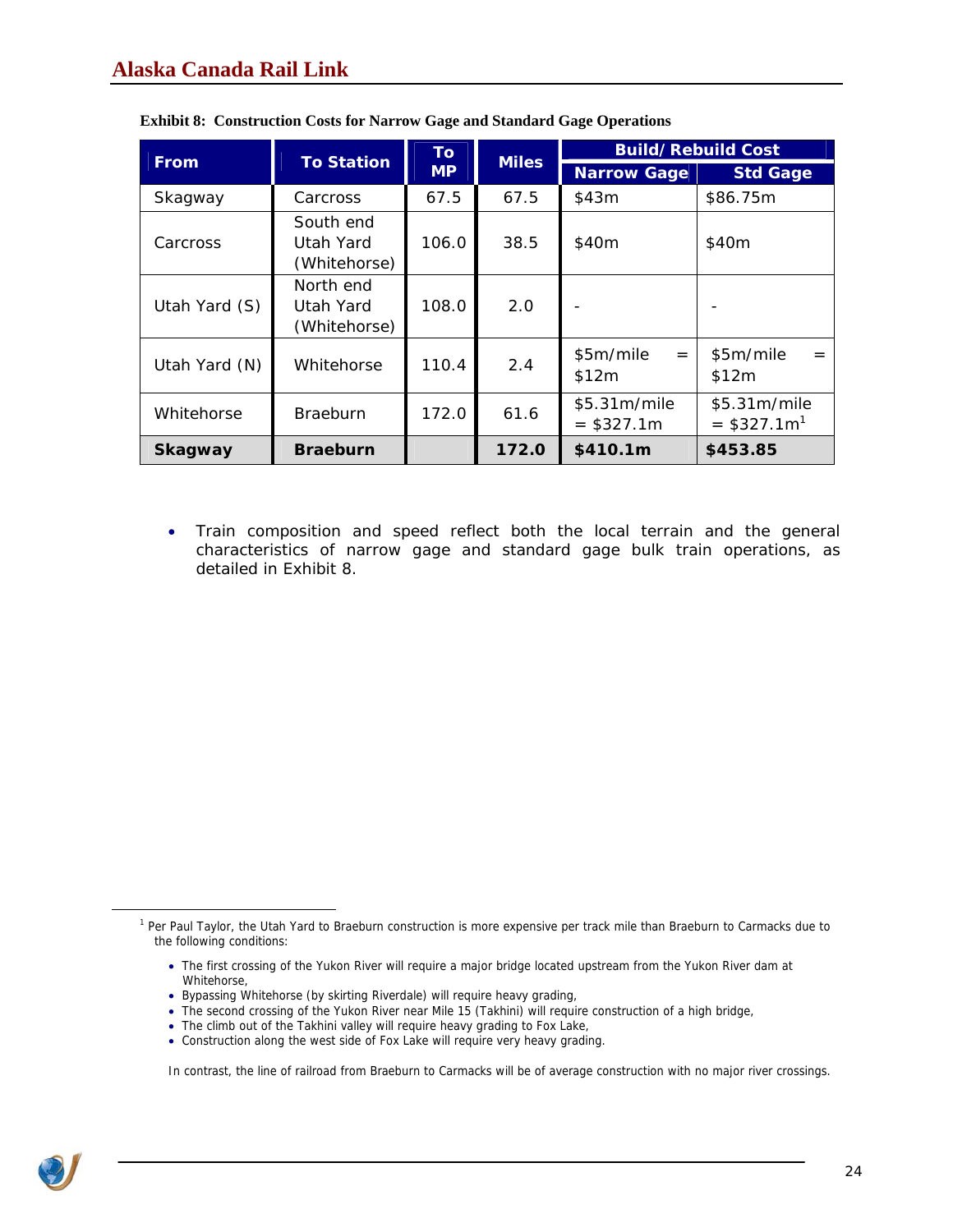**Exhibit 8: Construction Costs for Narrow Gage and Standard Gage Operations**

| From | To Station | To MP | Miles | Build/Rebuild Cost | |
|---|---|---|---|---|---|
| | | | | Narrow Gage | Std Gage |
| Skagway | Carcross | 67.5 | 67.5 | $43m | $86.75m |
| Carcross | South end Utah Yard (Whitehorse) | 106.0 | 38.5 | $40m | $40m |
| Utah Yard (S) | North end Utah Yard (Whitehorse) | 108.0 | 2.0 | - | - |
| Utah Yard (N) | Whitehorse | 110.4 | 2.4 | $5m/mile = $12m | $5m/mile = $12m |
| Whitehorse | Braeburn | 172.0 | 61.6 | $5.31m/mile = $327.1m | $5.31m/mile = $327.1m[1] |
| **Skagway** | **Braeburn** | | **172.0** | **$410.1m** | **$453.85** |

- Train composition and speed reflect both the local terrain and the general characteristics of narrow gage and standard gage bulk train operations, as detailed in Exhibit 8.

---

[1] Per Paul Taylor, the Utah Yard to Braeburn construction is more expensive per track mile than Braeburn to Carmacks due to the following conditions:

- The first crossing of the Yukon River will require a major bridge located upstream from the Yukon River dam at Whitehorse,
- Bypassing Whitehorse (by skirting Riverdale) will require heavy grading,
- The second crossing of the Yukon River near Mile 15 (Takhini) will require construction of a high bridge,
- The climb out of the Takhini valley will require heavy grading to Fox Lake,
- Construction along the west side of Fox Lake will require very heavy grading.

In contrast, the line of railroad from Braeburn to Carmacks will be of average construction with no major river crossings.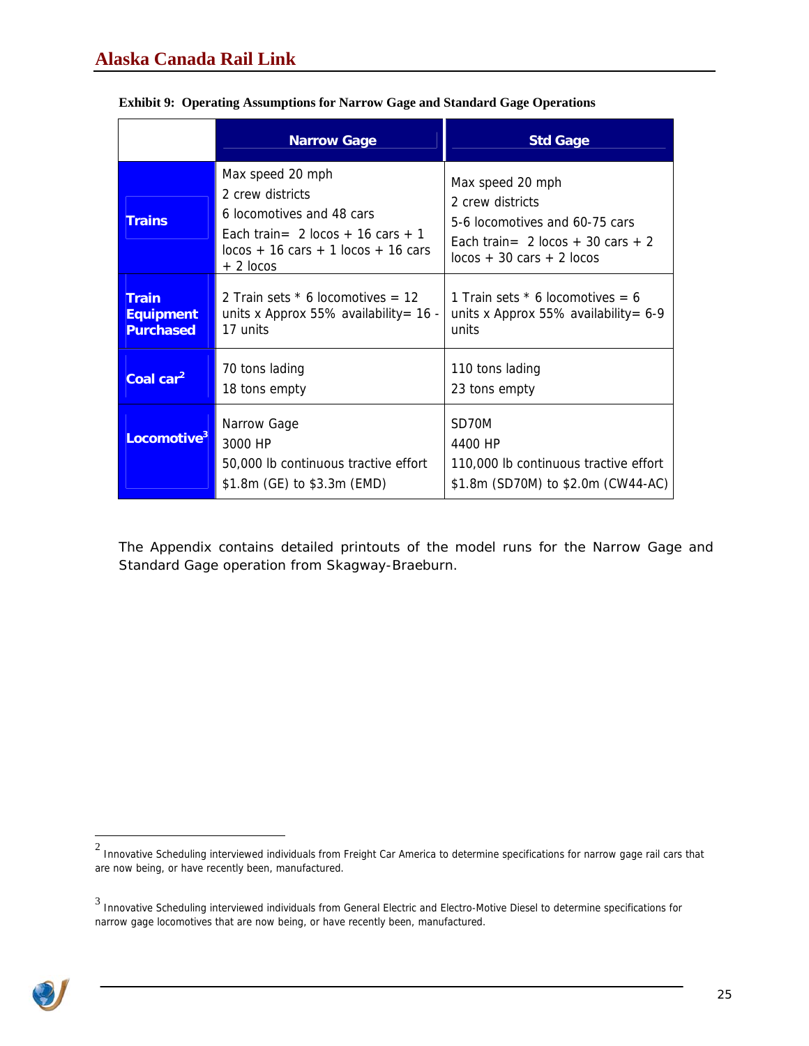**Exhibit 9: Operating Assumptions for Narrow Gage and Standard Gage Operations**

| | Narrow Gage | Std Gage |
|---|---|---|
| **Trains** | Max speed 20 mph<br>2 crew districts<br>6 locomotives and 48 cars<br>Each train= 2 locos + 16 cars + 1 locos + 16 cars + 1 locos + 16 cars + 2 locos | Max speed 20 mph<br>2 crew districts<br>5-6 locomotives and 60-75 cars<br>Each train= 2 locos + 30 cars + 2 locos + 30 cars + 2 locos |
| **Train Equipment Purchased** | 2 Train sets * 6 locomotives = 12 units x Approx 55% availability= 16 - 17 units | 1 Train sets * 6 locomotives = 6 units x Approx 55% availability= 6-9 units |
| **Coal car[2]** | 70 tons lading<br>18 tons empty | 110 tons lading<br>23 tons empty |
| **Locomotive[3]** | Narrow Gage<br>3000 HP<br>50,000 lb continuous tractive effort<br>$1.8m (GE) to $3.3m (EMD) | SD70M<br>4400 HP<br>110,000 lb continuous tractive effort<br>$1.8m (SD70M) to $2.0m (CW44-AC) |

The Appendix contains detailed printouts of the model runs for the Narrow Gage and Standard Gage operation from Skagway-Braeburn.

---

[2] Innovative Scheduling interviewed individuals from Freight Car America to determine specifications for narrow gage rail cars that are now being, or have recently been, manufactured.

[3] Innovative Scheduling interviewed individuals from General Electric and Electro-Motive Diesel to determine specifications for narrow gage locomotives that are now being, or have recently been, manufactured.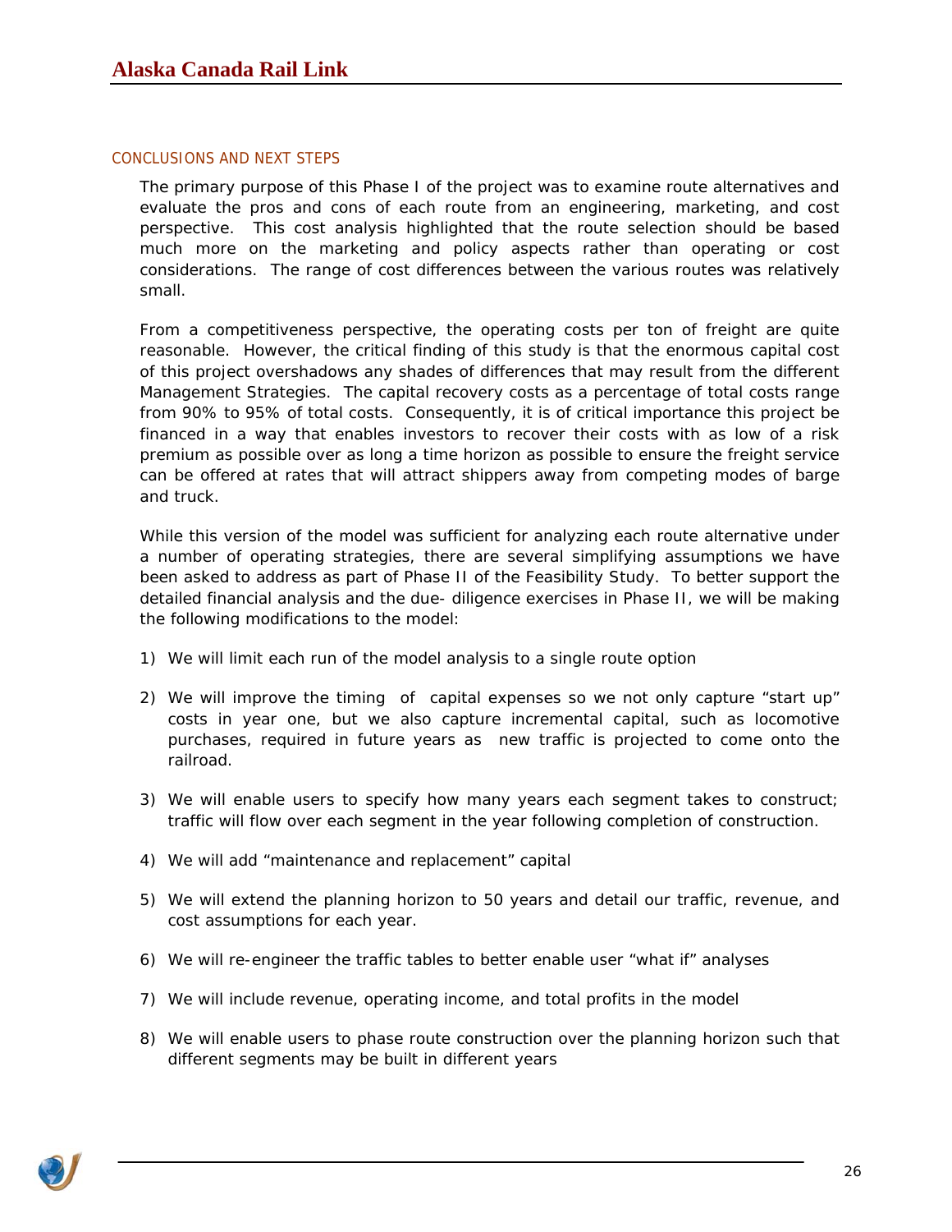## CONCLUSIONS AND NEXT STEPS

The primary purpose of this Phase I of the project was to examine route alternatives and evaluate the pros and cons of each route from an engineering, marketing, and cost perspective. This cost analysis highlighted that the route selection should be based much more on the marketing and policy aspects rather than operating or cost considerations. The range of cost differences between the various routes was relatively small.

From a competitiveness perspective, the operating costs per ton of freight are quite reasonable. However, the critical finding of this study is that the enormous capital cost of this project overshadows any shades of differences that may result from the different Management Strategies. The capital recovery costs as a percentage of total costs range from 90% to 95% of total costs. Consequently, it is of critical importance this project be financed in a way that enables investors to recover their costs with as low of a risk premium as possible over as long a time horizon as possible to ensure the freight service can be offered at rates that will attract shippers away from competing modes of barge and truck.

While this version of the model was sufficient for analyzing each route alternative under a number of operating strategies, there are several simplifying assumptions we have been asked to address as part of Phase II of the Feasibility Study. To better support the detailed financial analysis and the due- diligence exercises in Phase II, we will be making the following modifications to the model:

1) We will limit each run of the model analysis to a single route option

2) We will improve the timing of capital expenses so we not only capture "start up" costs in year one, but we also capture incremental capital, such as locomotive purchases, required in future years as new traffic is projected to come onto the railroad.

3) We will enable users to specify how many years each segment takes to construct; traffic will flow over each segment in the year following completion of construction.

4) We will add "maintenance and replacement" capital

5) We will extend the planning horizon to 50 years and detail our traffic, revenue, and cost assumptions for each year.

6) We will re-engineer the traffic tables to better enable user "what if" analyses

7) We will include revenue, operating income, and total profits in the model

8) We will enable users to phase route construction over the planning horizon such that different segments may be built in different years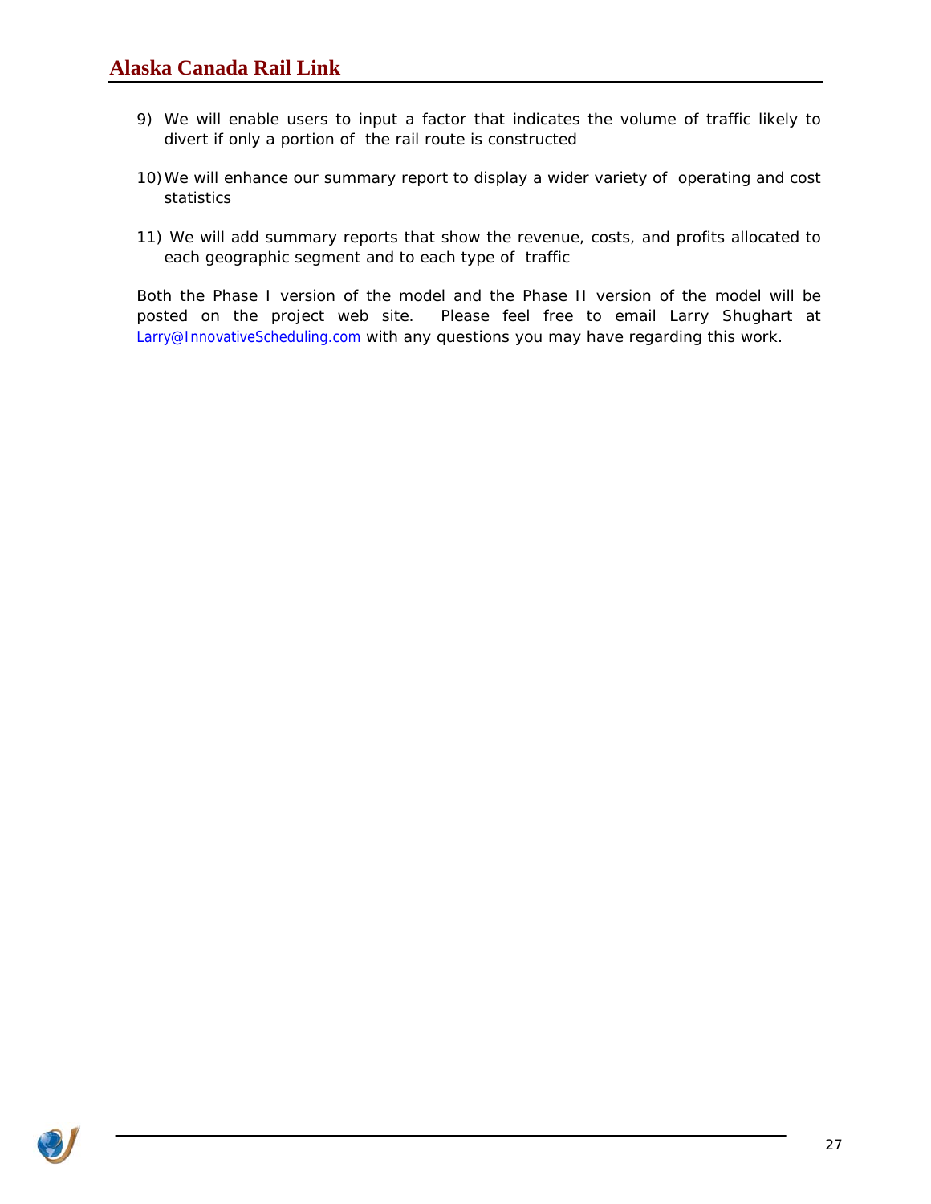9) We will enable users to input a factor that indicates the volume of traffic likely to divert if only a portion of the rail route is constructed

10) We will enhance our summary report to display a wider variety of operating and cost statistics

11) We will add summary reports that show the revenue, costs, and profits allocated to each geographic segment and to each type of traffic

Both the Phase I version of the model and the Phase II version of the model will be posted on the project web site. Please feel free to email Larry Shughart at Larry@InnovativeScheduling.com with any questions you may have regarding this work.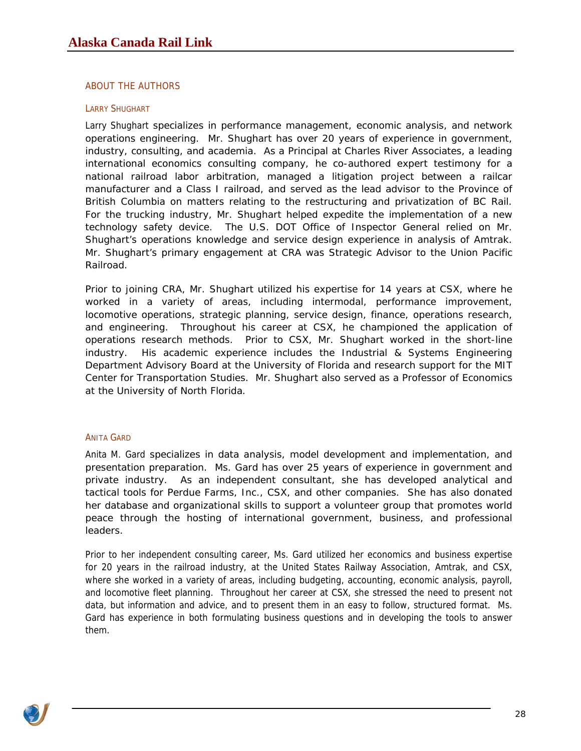## ABOUT THE AUTHORS

### LARRY SHUGHART

Larry Shughart specializes in performance management, economic analysis, and network operations engineering. Mr. Shughart has over 20 years of experience in government, industry, consulting, and academia. As a Principal at Charles River Associates, a leading international economics consulting company, he co-authored expert testimony for a national railroad labor arbitration, managed a litigation project between a railcar manufacturer and a Class I railroad, and served as the lead advisor to the Province of British Columbia on matters relating to the restructuring and privatization of BC Rail. For the trucking industry, Mr. Shughart helped expedite the implementation of a new technology safety device. The U.S. DOT Office of Inspector General relied on Mr. Shughart's operations knowledge and service design experience in analysis of Amtrak. Mr. Shughart's primary engagement at CRA was Strategic Advisor to the Union Pacific Railroad.

Prior to joining CRA, Mr. Shughart utilized his expertise for 14 years at CSX, where he worked in a variety of areas, including intermodal, performance improvement, locomotive operations, strategic planning, service design, finance, operations research, and engineering. Throughout his career at CSX, he championed the application of operations research methods. Prior to CSX, Mr. Shughart worked in the short-line industry. His academic experience includes the Industrial & Systems Engineering Department Advisory Board at the University of Florida and research support for the MIT Center for Transportation Studies. Mr. Shughart also served as a Professor of Economics at the University of North Florida.

### ANITA GARD

Anita M. Gard specializes in data analysis, model development and implementation, and presentation preparation. Ms. Gard has over 25 years of experience in government and private industry. As an independent consultant, she has developed analytical and tactical tools for Perdue Farms, Inc., CSX, and other companies. She has also donated her database and organizational skills to support a volunteer group that promotes world peace through the hosting of international government, business, and professional leaders.

Prior to her independent consulting career, Ms. Gard utilized her economics and business expertise for 20 years in the railroad industry, at the United States Railway Association, Amtrak, and CSX, where she worked in a variety of areas, including budgeting, accounting, economic analysis, payroll, and locomotive fleet planning. Throughout her career at CSX, she stressed the need to present not data, but information and advice, and to present them in an easy to follow, structured format. Ms. Gard has experience in both formulating business questions and in developing the tools to answer them.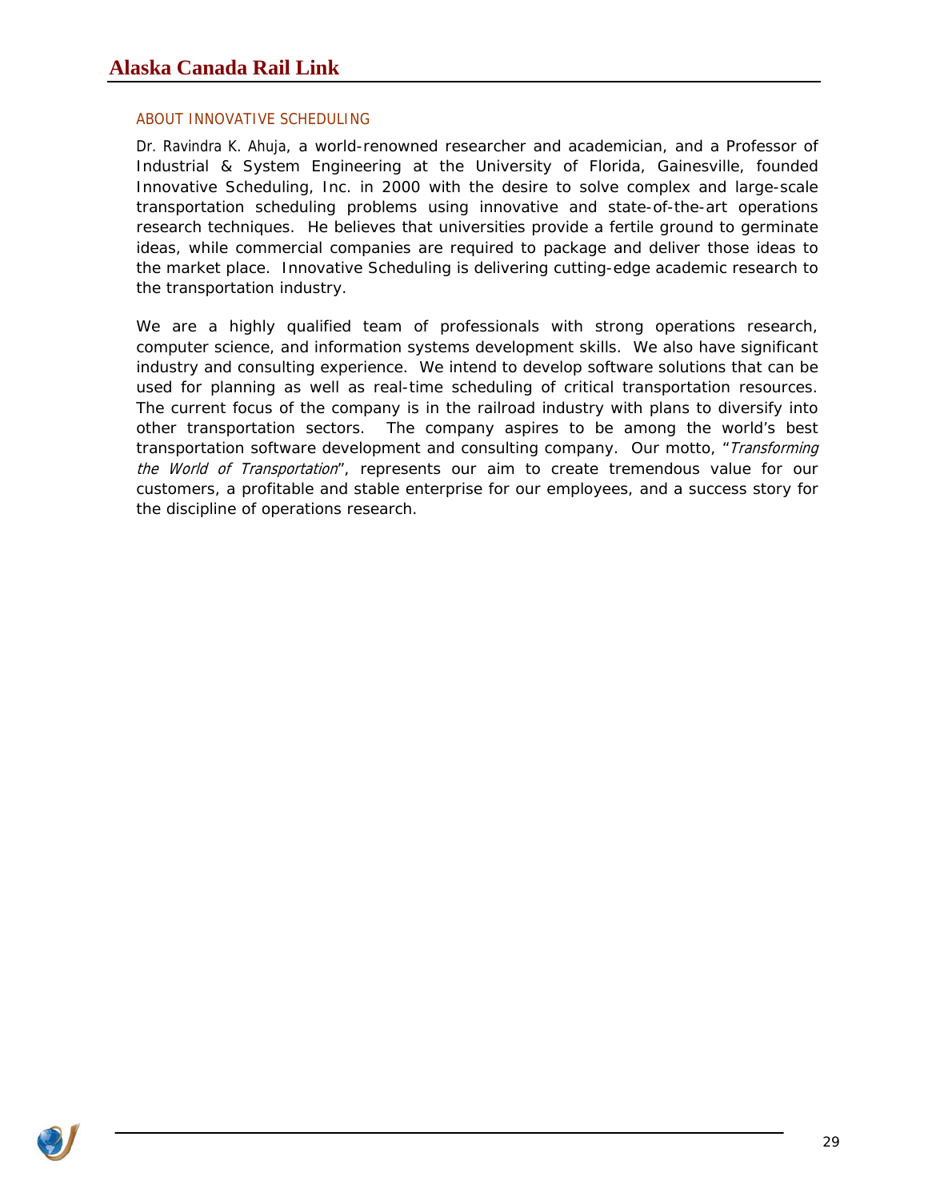## ABOUT INNOVATIVE SCHEDULING

Dr. Ravindra K. Ahuja, a world-renowned researcher and academician, and a Professor of Industrial & System Engineering at the University of Florida, Gainesville, founded Innovative Scheduling, Inc. in 2000 with the desire to solve complex and large-scale transportation scheduling problems using innovative and state-of-the-art operations research techniques. He believes that universities provide a fertile ground to germinate ideas, while commercial companies are required to package and deliver those ideas to the market place. Innovative Scheduling is delivering cutting-edge academic research to the transportation industry.

We are a highly qualified team of professionals with strong operations research, computer science, and information systems development skills. We also have significant industry and consulting experience. We intend to develop software solutions that can be used for planning as well as real-time scheduling of critical transportation resources. The current focus of the company is in the railroad industry with plans to diversify into other transportation sectors. The company aspires to be among the world's best transportation software development and consulting company. Our motto, "*Transforming the World of Transportation*", represents our aim to create tremendous value for our customers, a profitable and stable enterprise for our employees, and a success story for the discipline of operations research.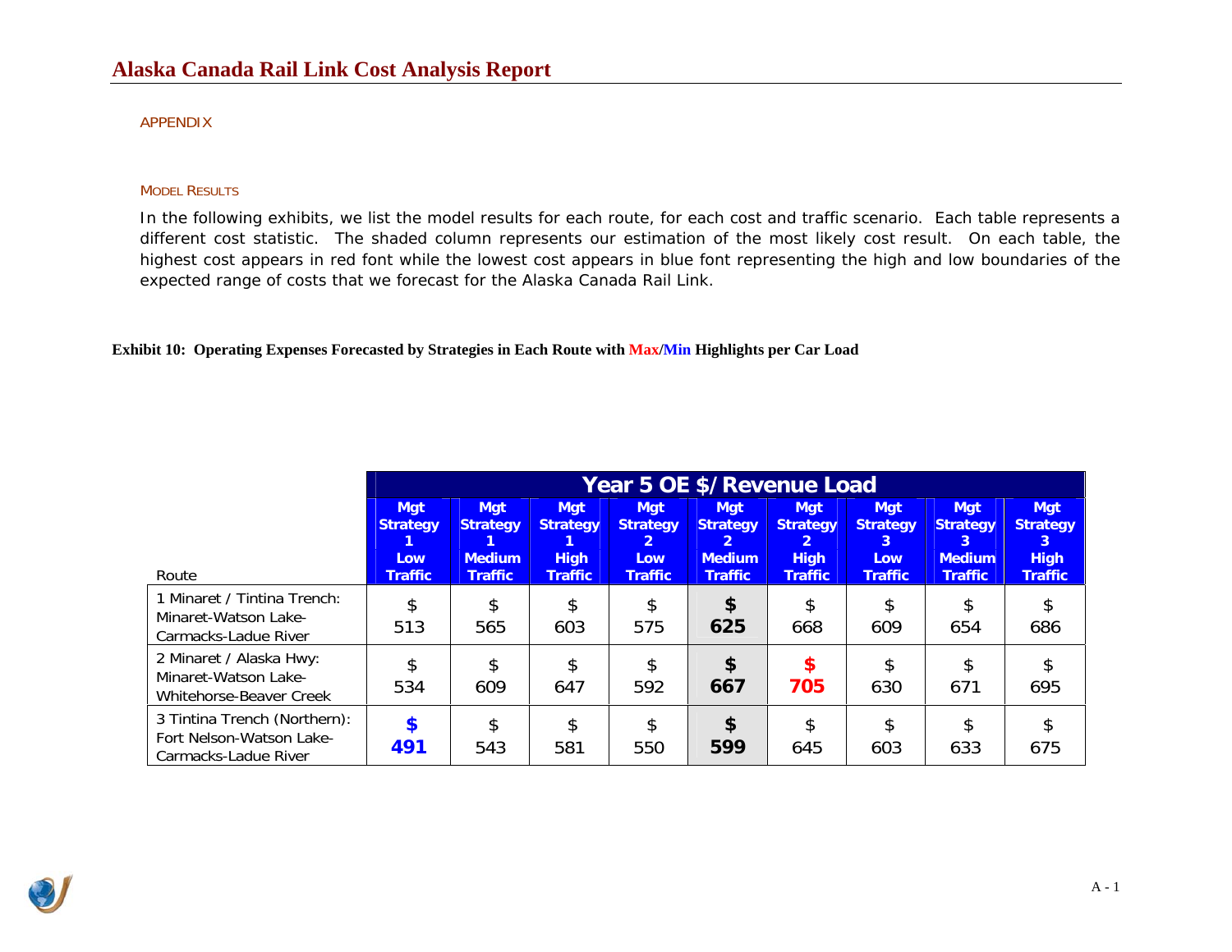## APPENDIX

### MODEL RESULTS

In the following exhibits, we list the model results for each route, for each cost and traffic scenario. Each table represents a different cost statistic. The shaded column represents our estimation of the most likely cost result. On each table, the highest cost appears in red font while the lowest cost appears in blue font representing the high and low boundaries of the expected range of costs that we forecast for the Alaska Canada Rail Link.

**Exhibit 10: Operating Expenses Forecasted by Strategies in Each Route with Max/Min Highlights per Car Load**

| | Year 5 OE $/Revenue Load | | | | | | | | |
|---|---|---|---|---|---|---|---|---|---|
| Route | Mgt Strategy 1 Low Traffic | Mgt Strategy 1 Medium Traffic | Mgt Strategy 1 High Traffic | Mgt Strategy 2 Low Traffic | Mgt Strategy 2 Medium Traffic | Mgt Strategy 2 High Traffic | Mgt Strategy 3 Low Traffic | Mgt Strategy 3 Medium Traffic | Mgt Strategy 3 High Traffic |
| 1 Minaret / Tintina Trench: Minaret-Watson Lake-Carmacks-Ladue River | $ 513 | $ 565 | $ 603 | $ 575 | **$ 625** | $ 668 | $ 609 | $ 654 | $ 686 |
| 2 Minaret / Alaska Hwy: Minaret-Watson Lake-Whitehorse-Beaver Creek | $ 534 | $ 609 | $ 647 | $ 592 | **$ 667** | **$ 705** | $ 630 | $ 671 | $ 695 |
| 3 Tintina Trench (Northern): Fort Nelson-Watson Lake-Carmacks-Ladue River | **$ 491** | $ 543 | $ 581 | $ 550 | **$ 599** | $ 645 | $ 603 | $ 633 | $ 675 |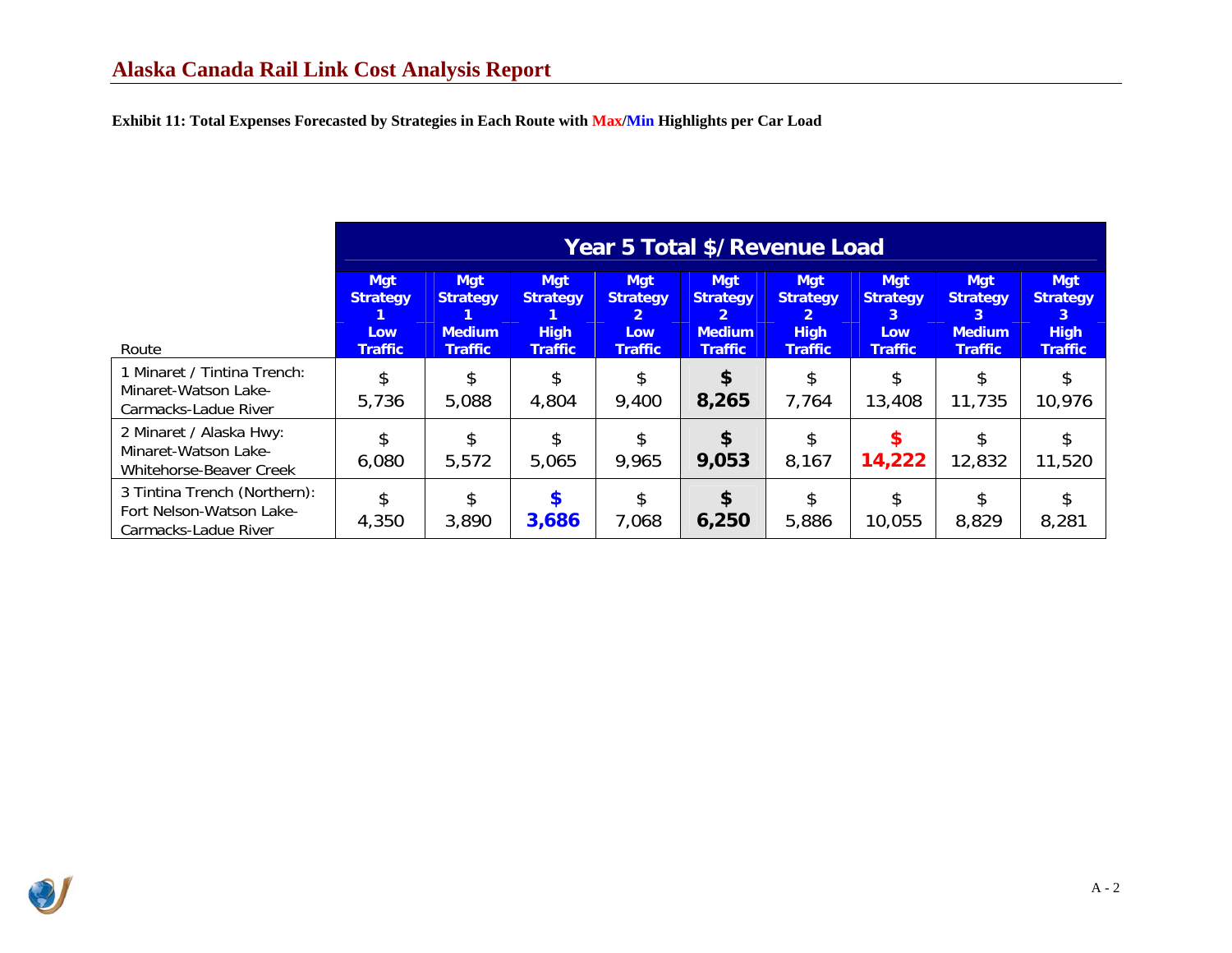**Exhibit 11: Total Expenses Forecasted by Strategies in Each Route with Max/Min Highlights per Car Load**

| Route | Year 5 Total $/Revenue Load | | | | | | | | |
|---|---|---|---|---|---|---|---|---|---|
| | Mgt Strategy 1 Low Traffic | Mgt Strategy 1 Medium Traffic | Mgt Strategy 1 High Traffic | Mgt Strategy 2 Low Traffic | Mgt Strategy 2 Medium Traffic | Mgt Strategy 2 High Traffic | Mgt Strategy 3 Low Traffic | Mgt Strategy 3 Medium Traffic | Mgt Strategy 3 High Traffic |
| 1 Minaret / Tintina Trench: Minaret-Watson Lake-Carmacks-Ladue River | $ 5,736 | $ 5,088 | $ 4,804 | $ 9,400 | **$ 8,265** | $ 7,764 | $ 13,408 | $ 11,735 | $ 10,976 |
| 2 Minaret / Alaska Hwy: Minaret-Watson Lake-Whitehorse-Beaver Creek | $ 6,080 | $ 5,572 | $ 5,065 | $ 9,965 | **$ 9,053** | $ 8,167 | **$ 14,222** | $ 12,832 | $ 11,520 |
| 3 Tintina Trench (Northern): Fort Nelson-Watson Lake-Carmacks-Ladue River | $ 4,350 | $ 3,890 | **$ 3,686** | $ 7,068 | **$ 6,250** | $ 5,886 | $ 10,055 | $ 8,829 | $ 8,281 |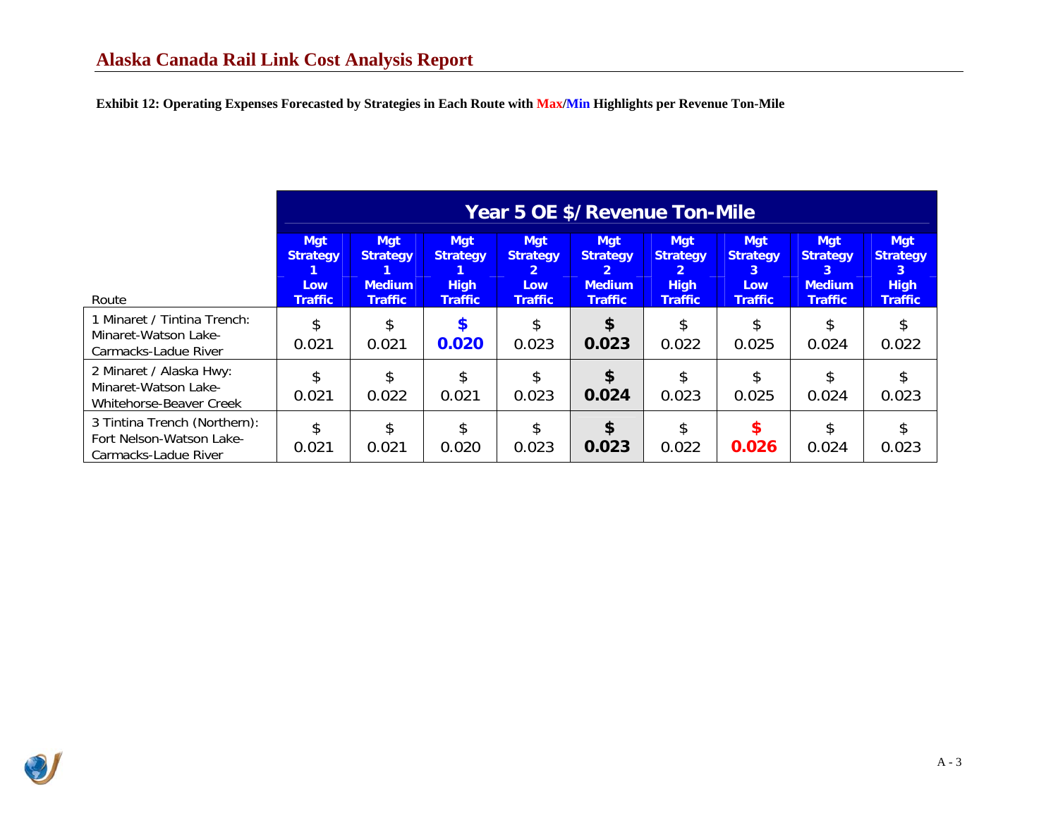**Exhibit 12: Operating Expenses Forecasted by Strategies in Each Route with Max/Min Highlights per Revenue Ton-Mile**

| Route | Year 5 OE $/Revenue Ton-Mile | | | | | | | | |
|---|---|---|---|---|---|---|---|---|---|
| | Mgt Strategy 1 Low Traffic | Mgt Strategy 1 Medium Traffic | Mgt Strategy 1 High Traffic | Mgt Strategy 2 Low Traffic | Mgt Strategy 2 Medium Traffic | Mgt Strategy 2 High Traffic | Mgt Strategy 3 Low Traffic | Mgt Strategy 3 Medium Traffic | Mgt Strategy 3 High Traffic |
| 1 Minaret / Tintina Trench: Minaret-Watson Lake-Carmacks-Ladue River | $ 0.021 | $ 0.021 | **$ 0.020** | $ 0.023 | **$ 0.023** | $ 0.022 | $ 0.025 | $ 0.024 | $ 0.022 |
| 2 Minaret / Alaska Hwy: Minaret-Watson Lake-Whitehorse-Beaver Creek | $ 0.021 | $ 0.022 | $ 0.021 | $ 0.023 | **$ 0.024** | $ 0.023 | $ 0.025 | $ 0.024 | $ 0.023 |
| 3 Tintina Trench (Northern): Fort Nelson-Watson Lake-Carmacks-Ladue River | $ 0.021 | $ 0.021 | $ 0.020 | $ 0.023 | **$ 0.023** | $ 0.022 | **$ 0.026** | $ 0.024 | $ 0.023 |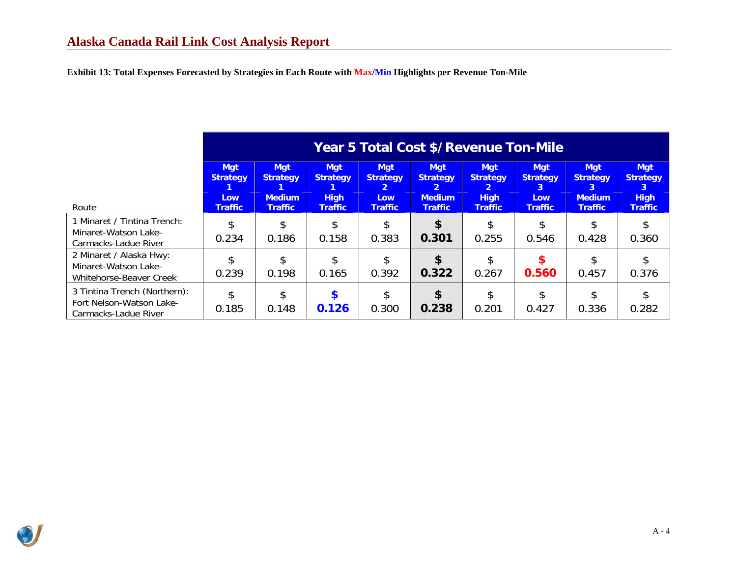**Exhibit 13: Total Expenses Forecasted by Strategies in Each Route with Max/Min Highlights per Revenue Ton-Mile**

| Route | Year 5 Total Cost $/Revenue Ton-Mile | | | | | | | | |
|---|---|---|---|---|---|---|---|---|---|
| | Mgt Strategy 1 Low Traffic | Mgt Strategy 1 Medium Traffic | Mgt Strategy 1 High Traffic | Mgt Strategy 2 Low Traffic | Mgt Strategy 2 Medium Traffic | Mgt Strategy 2 High Traffic | Mgt Strategy 3 Low Traffic | Mgt Strategy 3 Medium Traffic | Mgt Strategy 3 High Traffic |
| 1 Minaret / Tintina Trench: Minaret-Watson Lake-Carmacks-Ladue River | $ 0.234 | $ 0.186 | $ 0.158 | $ 0.383 | **$ 0.301** | $ 0.255 | $ 0.546 | $ 0.428 | $ 0.360 |
| 2 Minaret / Alaska Hwy: Minaret-Watson Lake-Whitehorse-Beaver Creek | $ 0.239 | $ 0.198 | $ 0.165 | $ 0.392 | **$ 0.322** | $ 0.267 | **$ 0.560** | $ 0.457 | $ 0.376 |
| 3 Tintina Trench (Northern): Fort Nelson-Watson Lake-Carmacks-Ladue River | $ 0.185 | $ 0.148 | **$ 0.126** | $ 0.300 | **$ 0.238** | $ 0.201 | $ 0.427 | $ 0.336 | $ 0.282 |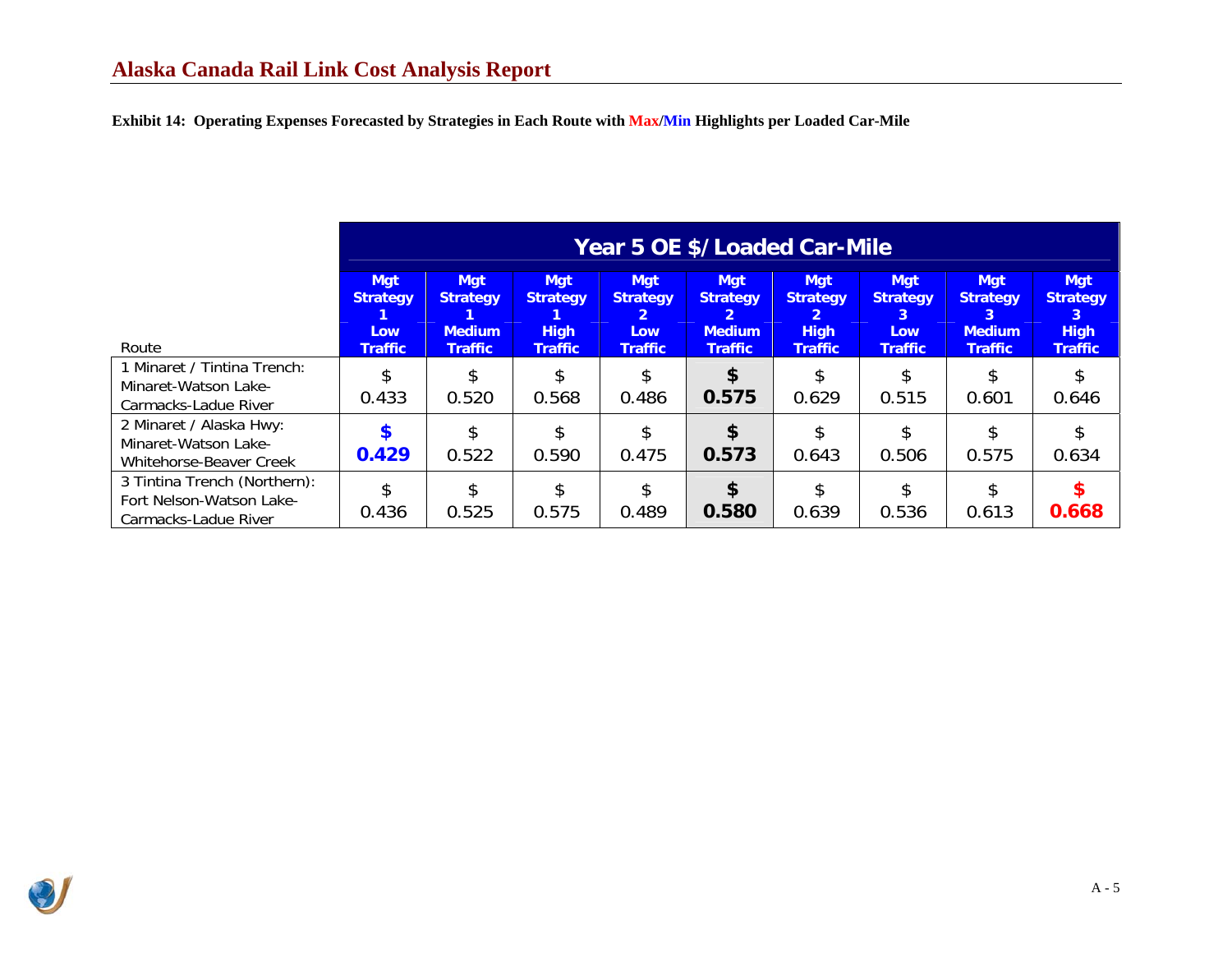**Exhibit 14: Operating Expenses Forecasted by Strategies in Each Route with Max/Min Highlights per Loaded Car-Mile**

| | Year 5 OE $/Loaded Car-Mile | | | | | | | | |
|---|---|---|---|---|---|---|---|---|---|
| Route | Mgt Strategy 1 Low Traffic | Mgt Strategy 1 Medium Traffic | Mgt Strategy 1 High Traffic | Mgt Strategy 2 Low Traffic | Mgt Strategy 2 Medium Traffic | Mgt Strategy 2 High Traffic | Mgt Strategy 3 Low Traffic | Mgt Strategy 3 Medium Traffic | Mgt Strategy 3 High Traffic |
| 1 Minaret / Tintina Trench: Minaret-Watson Lake-Carmacks-Ladue River | $ 0.433 | $ 0.520 | $ 0.568 | $ 0.486 | **$ 0.575** | $ 0.629 | $ 0.515 | $ 0.601 | $ 0.646 |
| 2 Minaret / Alaska Hwy: Minaret-Watson Lake-Whitehorse-Beaver Creek | **$ 0.429** | $ 0.522 | $ 0.590 | $ 0.475 | **$ 0.573** | $ 0.643 | $ 0.506 | $ 0.575 | $ 0.634 |
| 3 Tintina Trench (Northern): Fort Nelson-Watson Lake-Carmacks-Ladue River | $ 0.436 | $ 0.525 | $ 0.575 | $ 0.489 | **$ 0.580** | $ 0.639 | $ 0.536 | $ 0.613 | **$ 0.668** |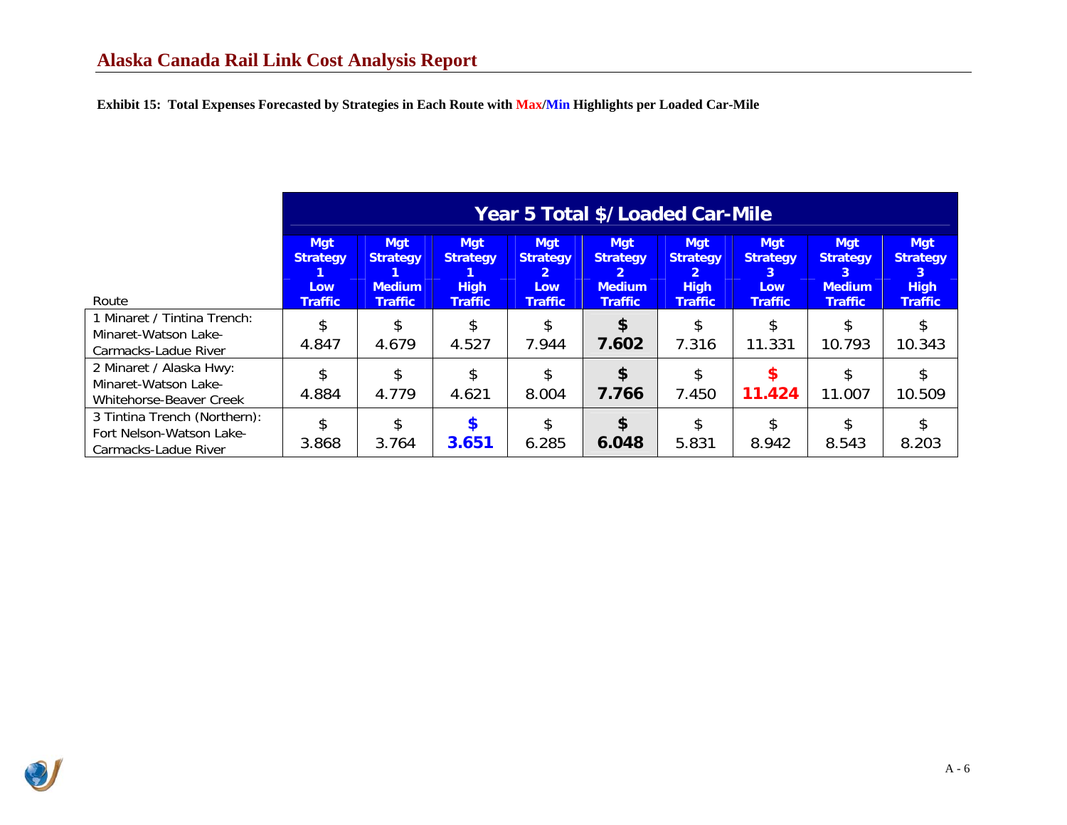**Exhibit 15: Total Expenses Forecasted by Strategies in Each Route with Max/Min Highlights per Loaded Car-Mile**

| Route | Year 5 Total $/Loaded Car-Mile | | | | | | | | |
|---|---|---|---|---|---|---|---|---|---|
| | Mgt Strategy 1 Low Traffic | Mgt Strategy 1 Medium Traffic | Mgt Strategy 1 High Traffic | Mgt Strategy 2 Low Traffic | Mgt Strategy 2 Medium Traffic | Mgt Strategy 2 High Traffic | Mgt Strategy 3 Low Traffic | Mgt Strategy 3 Medium Traffic | Mgt Strategy 3 High Traffic |
| 1 Minaret / Tintina Trench: Minaret-Watson Lake-Carmacks-Ladue River | $ 4.847 | $ 4.679 | $ 4.527 | $ 7.944 | **$ 7.602** | $ 7.316 | $ 11.331 | $ 10.793 | $ 10.343 |
| 2 Minaret / Alaska Hwy: Minaret-Watson Lake-Whitehorse-Beaver Creek | $ 4.884 | $ 4.779 | $ 4.621 | $ 8.004 | **$ 7.766** | $ 7.450 | **$ 11.424** | $ 11.007 | $ 10.509 |
| 3 Tintina Trench (Northern): Fort Nelson-Watson Lake-Carmacks-Ladue River | $ 3.868 | $ 3.764 | **$ 3.651** | $ 6.285 | **$ 6.048** | $ 5.831 | $ 8.942 | $ 8.543 | $ 8.203 |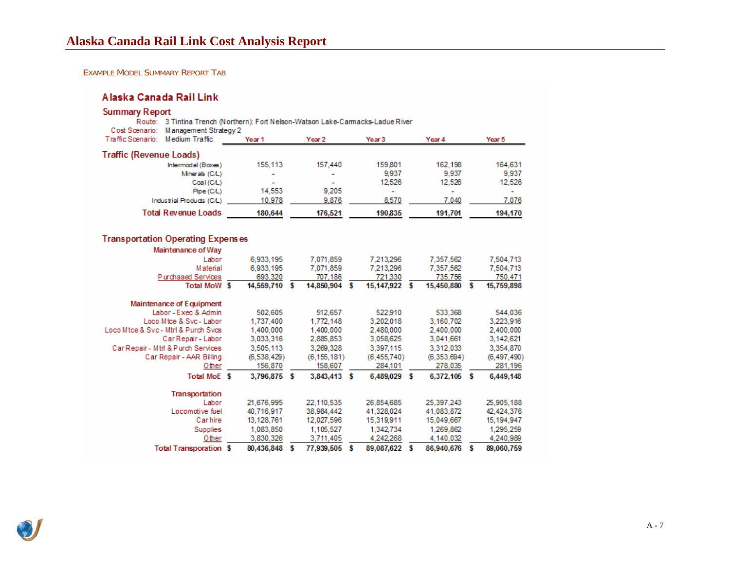# Alaska Canada Rail Link Cost Analysis Report

EXAMPLE MODEL SUMMARY REPORT TAB

## Alaska Canada Rail Link

### Summary Report

Route: 3 Tintina Trench (Northern): Fort Nelson-Watson Lake-Carmacks-Ladue River
Cost Scenario: Management Strategy 2
Traffic Scenario: Medium Traffic

| | Year 1 | Year 2 | Year 3 | Year 4 | Year 5 |
|---|---|---|---|---|---|
| **Traffic (Revenue Loads)** | | | | | |
| Intermodal (Boxes) | 155,113 | 157,440 | 159,801 | 162,198 | 164,631 |
| Minerals (C/L) | - | - | 9,937 | 9,937 | 9,937 |
| Coal (C/L) | - | - | 12,526 | 12,526 | 12,526 |
| Pipe (C/L) | 14,553 | 9,205 | - | - | - |
| Industrial Products (C/L) | 10,978 | 9,876 | 8,570 | 7,040 | 7,076 |
| **Total Revenue Loads** | **180,644** | **176,521** | **190,835** | **191,701** | **194,170** |
| **Transportation Operating Expenses** | | | | | |
| **Maintenance of Way** | | | | | |
| Labor | 6,933,195 | 7,071,859 | 7,213,296 | 7,357,562 | 7,504,713 |
| Material | 6,933,195 | 7,071,859 | 7,213,296 | 7,357,562 | 7,504,713 |
| Purchased Services | 693,320 | 707,186 | 721,330 | 735,756 | 750,471 |
| **Total MoW** | **$ 14,559,710** | **$ 14,850,904** | **$ 15,147,922** | **$ 15,450,880** | **$ 15,759,898** |
| **Maintenance of Equipment** | | | | | |
| Labor - Exec & Admin | 502,605 | 512,657 | 522,910 | 533,368 | 544,036 |
| Loco Mtce & Svc - Labor | 1,737,400 | 1,772,148 | 3,202,018 | 3,160,702 | 3,223,916 |
| Loco Mtce & Svc - Mtrl & Purch Svcs | 1,400,000 | 1,400,000 | 2,480,000 | 2,400,000 | 2,400,000 |
| Car Repair - Labor | 3,033,316 | 2,885,853 | 3,058,625 | 3,041,661 | 3,142,621 |
| Car Repair - Mtrl & Purch Services | 3,505,113 | 3,269,328 | 3,397,115 | 3,312,033 | 3,354,870 |
| Car Repair - AAR Billing | (6,538,429) | (6,155,181) | (6,455,740) | (6,353,694) | (6,497,490) |
| Other | 156,870 | 158,607 | 284,101 | 278,035 | 281,196 |
| **Total MoE** | **$ 3,796,875** | **$ 3,843,413** | **$ 6,489,029** | **$ 6,372,105** | **$ 6,449,148** |
| **Transportation** | | | | | |
| Labor | 21,676,995 | 22,110,535 | 26,854,685 | 25,397,243 | 25,905,188 |
| Locomotive fuel | 40,716,917 | 38,984,442 | 41,328,024 | 41,083,872 | 42,424,376 |
| Car hire | 13,128,761 | 12,027,596 | 15,319,911 | 15,049,667 | 15,194,947 |
| Supplies | 1,083,850 | 1,105,527 | 1,342,734 | 1,269,862 | 1,295,259 |
| Other | 3,830,326 | 3,711,405 | 4,242,268 | 4,140,032 | 4,240,989 |
| **Total Transporation** | **$ 80,436,848** | **$ 77,939,505** | **$ 89,087,622** | **$ 86,940,676** | **$ 89,060,759** |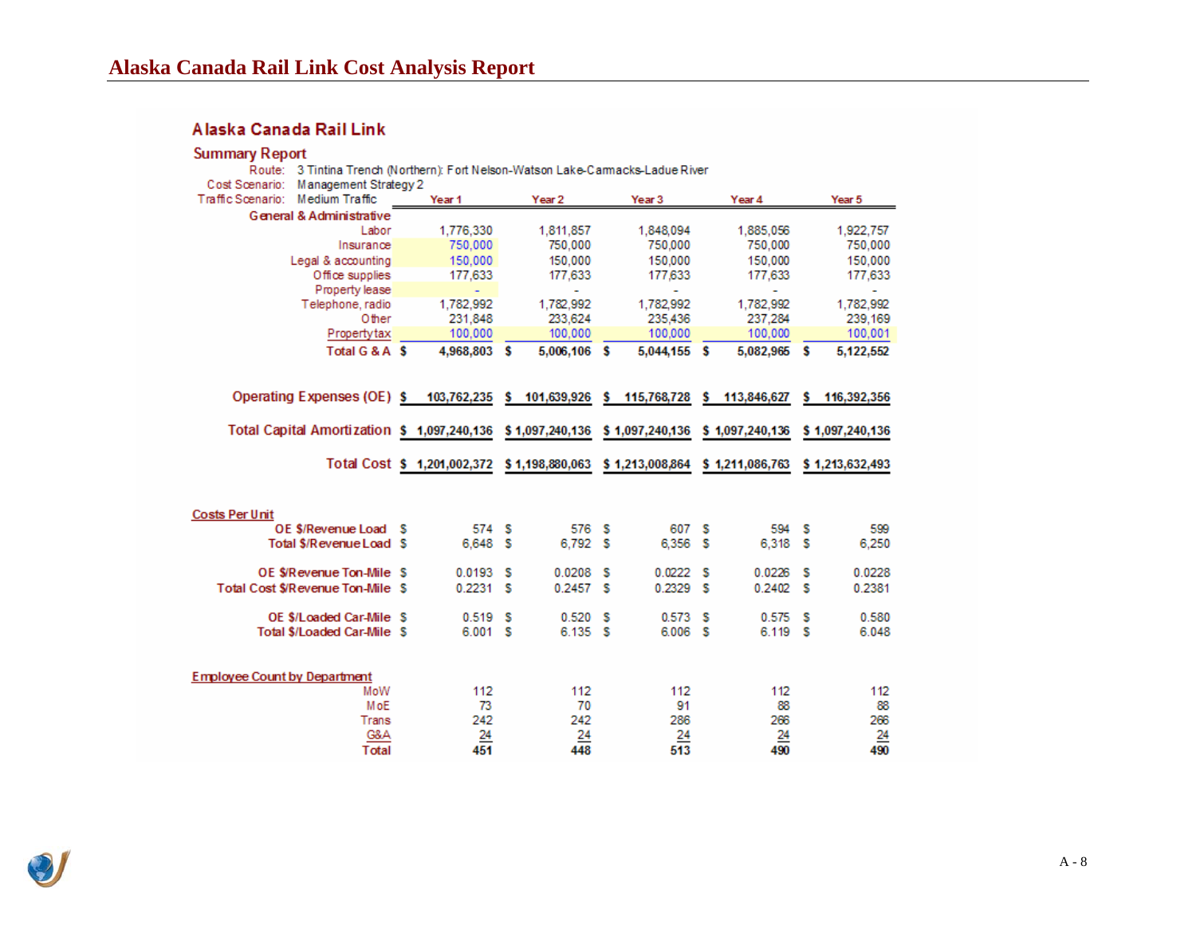# Alaska Canada Rail Link Cost Analysis Report

## Alaska Canada Rail Link

### Summary Report

Route: 3 Tintina Trench (Northern): Fort Nelson-Watson Lake-Carmacks-Ladue River
Cost Scenario: Management Strategy 2
Traffic Scenario: Medium Traffic

| | Year 1 | Year 2 | Year 3 | Year 4 | Year 5 |
|---|---|---|---|---|---|
| **General & Administrative** | | | | | |
| Labor | 1,776,330 | 1,811,857 | 1,848,094 | 1,885,056 | 1,922,757 |
| Insurance | 750,000 | 750,000 | 750,000 | 750,000 | 750,000 |
| Legal & accounting | 150,000 | 150,000 | 150,000 | 150,000 | 150,000 |
| Office supplies | 177,633 | 177,633 | 177,633 | 177,633 | 177,633 |
| Property lease | - | - | - | - | - |
| Telephone, radio | 1,782,992 | 1,782,992 | 1,782,992 | 1,782,992 | 1,782,992 |
| Other | 231,848 | 233,624 | 235,436 | 237,284 | 239,169 |
| Property tax | 100,000 | 100,000 | 100,000 | 100,000 | 100,001 |
| **Total G & A** | $ 4,968,803 | $ 5,006,106 | $ 5,044,155 | $ 5,082,965 | $ 5,122,552 |
| | | | | | |
| **Operating Expenses (OE)** | $ 103,762,235 | $ 101,639,926 | $ 115,768,728 | $ 113,846,627 | $ 116,392,356 |
| **Total Capital Amortization** | $ 1,097,240,136 | $ 1,097,240,136 | $ 1,097,240,136 | $ 1,097,240,136 | $ 1,097,240,136 |
| **Total Cost** | $ 1,201,002,372 | $ 1,198,880,063 | $ 1,213,008,864 | $ 1,211,086,763 | $ 1,213,632,493 |
| | | | | | |
| **Costs Per Unit** | | | | | |
| OE $/Revenue Load | $ 574 | $ 576 | $ 607 | $ 594 | $ 599 |
| Total $/Revenue Load | $ 6,648 | $ 6,792 | $ 6,356 | $ 6,318 | $ 6,250 |
| OE $/Revenue Ton-Mile | $ 0.0193 | $ 0.0208 | $ 0.0222 | $ 0.0226 | $ 0.0228 |
| Total Cost $/Revenue Ton-Mile | $ 0.2231 | $ 0.2457 | $ 0.2329 | $ 0.2402 | $ 0.2381 |
| OE $/Loaded Car-Mile | $ 0.519 | $ 0.520 | $ 0.573 | $ 0.575 | $ 0.580 |
| Total $/Loaded Car-Mile | $ 6.001 | $ 6.135 | $ 6.006 | $ 6.119 | $ 6.048 |
| | | | | | |
| **Employee Count by Department** | | | | | |
| MoW | 112 | 112 | 112 | 112 | 112 |
| MoE | 73 | 70 | 91 | 88 | 88 |
| Trans | 242 | 242 | 286 | 266 | 266 |
| G&A | 24 | 24 | 24 | 24 | 24 |
| **Total** | **451** | **448** | **513** | **490** | **490** |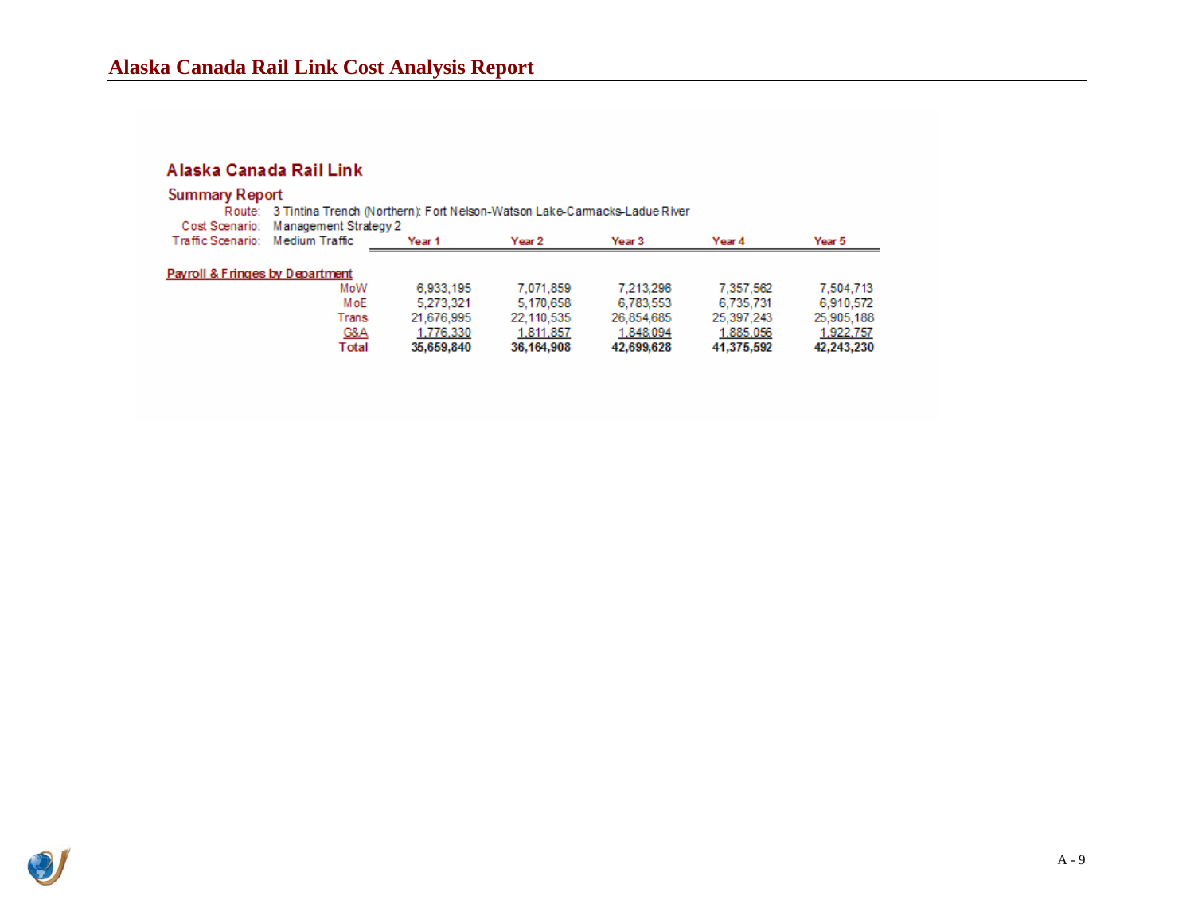## Alaska Canada Rail Link

### Summary Report

Route: 3 Tintina Trench (Northern): Fort Nelson-Watson Lake-Carmacks-Ladue River
Cost Scenario: Management Strategy 2
Traffic Scenario: Medium Traffic

| Payroll & Fringes by Department | Year 1 | Year 2 | Year 3 | Year 4 | Year 5 |
|---|---|---|---|---|---|
| MoW | 6,933,195 | 7,071,859 | 7,213,296 | 7,357,562 | 7,504,713 |
| MoE | 5,273,321 | 5,170,658 | 6,783,553 | 6,735,731 | 6,910,572 |
| Trans | 21,676,995 | 22,110,535 | 26,854,685 | 25,397,243 | 25,905,188 |
| G&A | 1,776,330 | 1,811,857 | 1,848,094 | 1,885,056 | 1,922,757 |
| **Total** | **35,659,840** | **36,164,908** | **42,699,628** | **41,375,592** | **42,243,230** |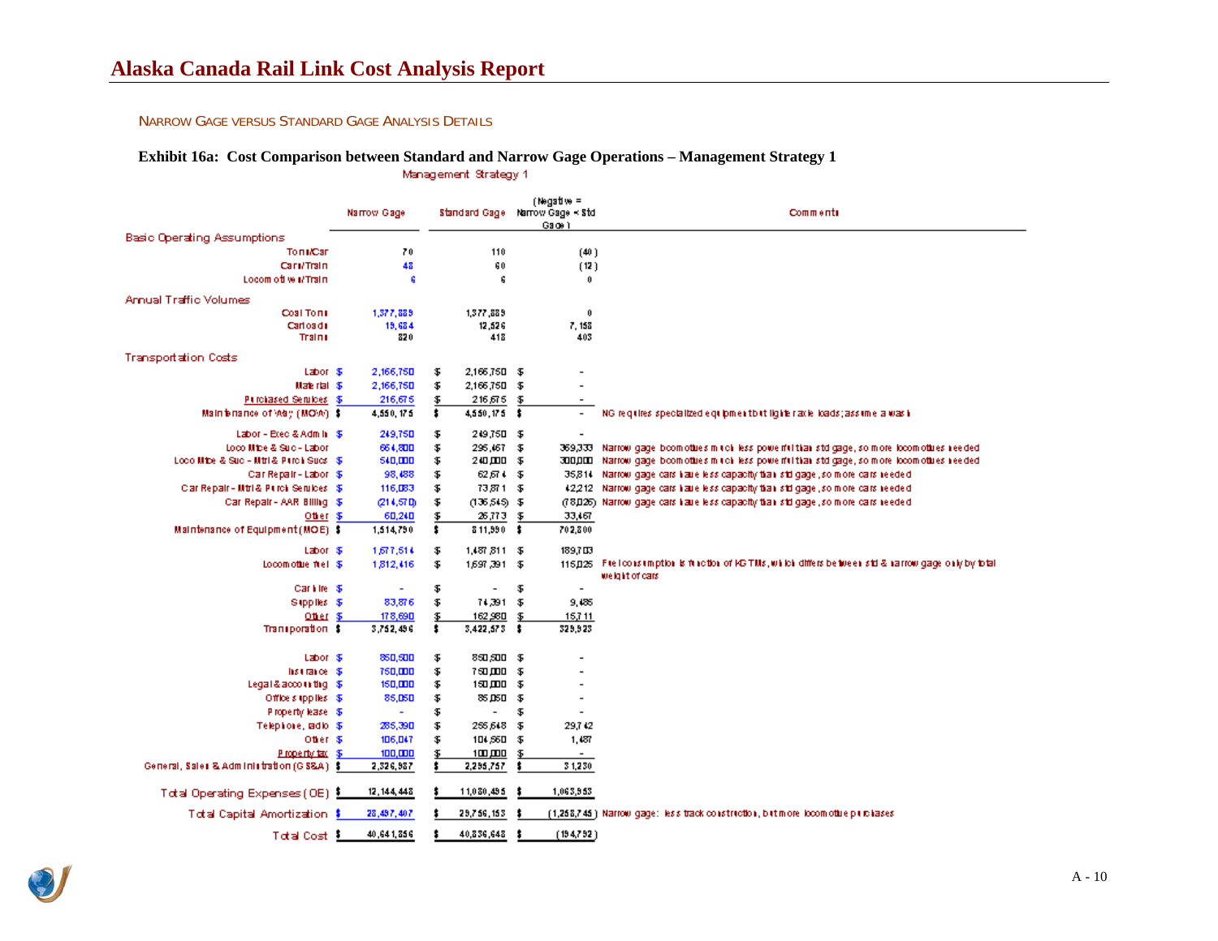# Alaska Canada Rail Link Cost Analysis Report

NARROW GAGE VERSUS STANDARD GAGE ANALYSIS DETAILS

### Exhibit 16a: Cost Comparison between Standard and Narrow Gage Operations – Management Strategy 1

Management Strategy 1

| | Narrow Gage | Standard Gage | (Negative = Narrow Gage < Std Gage) | Comments |
|---|---|---|---|---|
| **Basic Operating Assumptions** | | | | |
| Tons/Car | 70 | 110 | (40) | |
| Cars/Train | 48 | 60 | (12) | |
| Locomotives/Train | 6 | 6 | 0 | |
| **Annual Traffic Volumes** | | | | |
| Coal Tons | 1,377,889 | 1,377,889 | 0 | |
| Carloads | 19,684 | 12,526 | 7,158 | |
| Trains | 820 | 418 | 403 | |
| **Transportation Costs** | | | | |
| Labor | $ 2,166,750 | $ 2,166,750 | $ - | |
| Material | $ 2,166,750 | $ 2,166,750 | $ - | |
| Purchased Services | $ 216,675 | $ 216,675 | $ - | |
| Maintenance of Way (MOW) | $ 4,550,175 | $ 4,550,175 | $ - | NG requires specialized equipment but lighter axle loads; assume a wash |
| Labor - Exec & Admin | $ 249,750 | $ 249,750 | $ - | |
| Loco Mtce & Svc - Labor | 664,800 | $ 295,467 | $ 369,333 | Narrow gage locomotives much less powerful than std gage, so more locomotives needed |
| Loco Mtce & Svc - Mtrl & Purch Svcs | $ 540,000 | $ 240,000 | $ 300,000 | Narrow gage locomotives much less powerful than std gage, so more locomotives needed |
| Car Repair - Labor | $ 98,488 | $ 62,674 | $ 35,814 | Narrow gage cars have less capacity than std gage, so more cars needed |
| Car Repair - Mtrl & Purch Services | $ 116,083 | $ 73,871 | $ 42,212 | Narrow gage cars have less capacity than std gage, so more cars needed |
| Car Repair - AAR Billing | $ (214,570) | $ (136,545) | $ (78,026) | Narrow gage cars have less capacity than std gage, so more cars needed |
| Other | $ 60,240 | $ 26,773 | $ 33,467 | |
| Maintenance of Equipment (MOE) | $ 1,514,790 | $ 811,990 | $ 702,800 | |
| Labor | $ 1,677,514 | $ 1,487,811 | $ 189,703 | |
| Locomotive fuel | $ 1,812,416 | $ 1,697,391 | $ 115,025 | Fuel consumption is function of KGTMs, which differs between std & narrow gage only by total weight of cars |
| Car hire | $ - | $ - | $ - | |
| Supplies | $ 83,876 | $ 74,391 | $ 9,485 | |
| Other | $ 178,690 | $ 162,980 | $ 15,711 | |
| Transportation | $ 3,752,496 | $ 3,422,573 | $ 329,923 | |
| Labor | $ 850,500 | $ 850,500 | $ - | |
| Insurance | $ 750,000 | $ 750,000 | $ - | |
| Legal & accounting | $ 150,000 | $ 150,000 | $ - | |
| Office supplies | $ 85,050 | $ 85,050 | $ - | |
| Property lease | $ - | $ - | $ - | |
| Telephone, radio | $ 285,390 | $ 255,648 | $ 29,742 | |
| Other | $ 106,047 | $ 104,560 | $ 1,487 | |
| Property tax | $ 100,000 | $ 100,000 | $ - | |
| General, Sales & Administration (GS&A) | $ 2,326,987 | $ 2,295,757 | $ 31,230 | |
| **Total Operating Expenses (OE)** | $ 12,144,448 | $ 11,080,495 | $ 1,063,953 | |
| **Total Capital Amortization** | $ 28,497,407 | $ 29,756,153 | $ (1,258,745) | Narrow gage: less track construction, but more locomotive purchases |
| **Total Cost** | $ 40,641,856 | $ 40,836,648 | $ (194,792) | |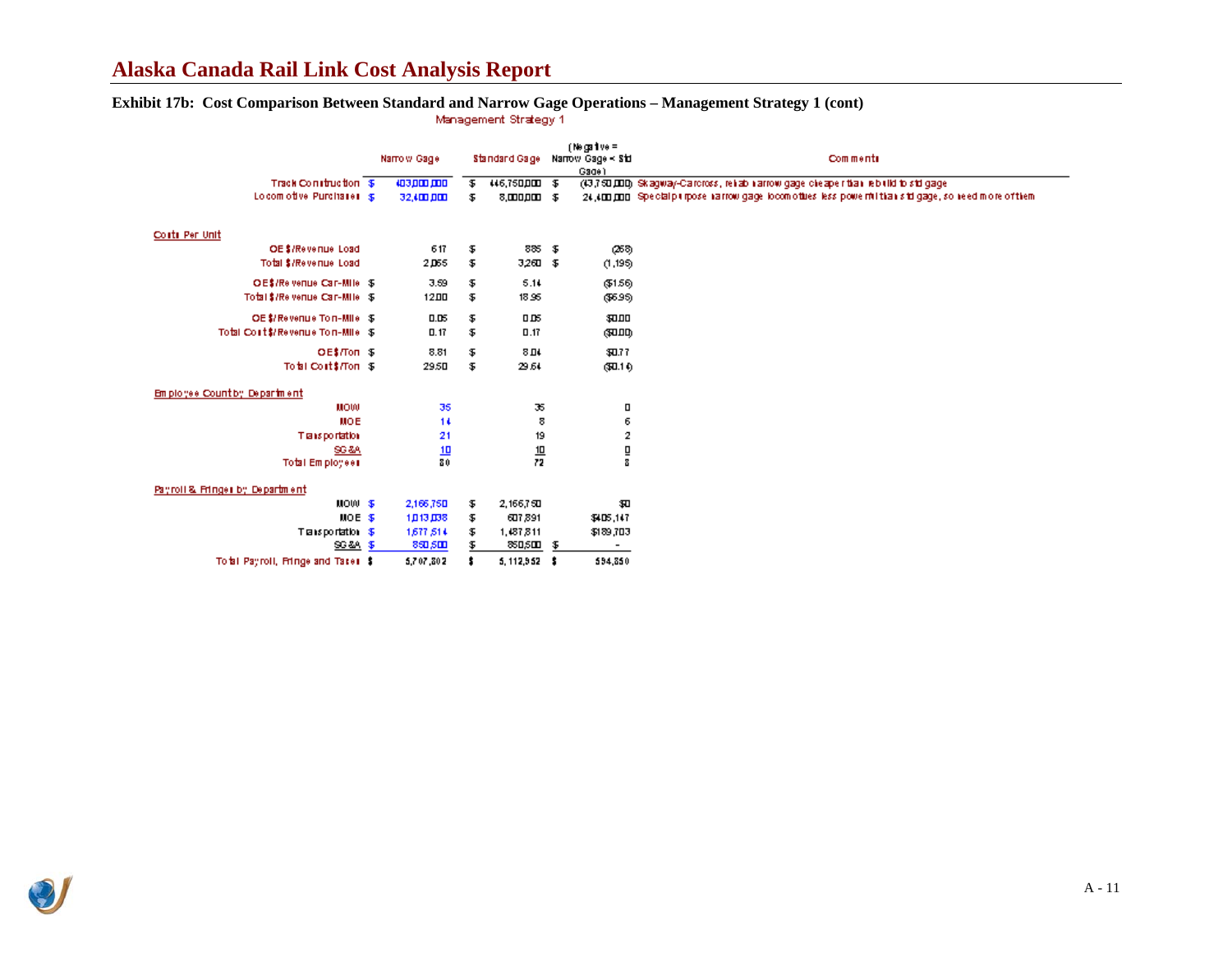## Alaska Canada Rail Link Cost Analysis Report

**Exhibit 17b: Cost Comparison Between Standard and Narrow Gage Operations – Management Strategy 1 (cont)**

Management Strategy 1

| | Narrow Gage | Standard Gage | (Negative = Narrow Gage < Std Gage) | Comments |
|---|---|---|---|---|
| Track Construction | $ 403,000,000 | $ 446,750,000 | $ (43,750,000) | Skagway-Carcross, rehab narrow gage cheaper than rebuild to std gage |
| Locomotive Purchases | $ 32,400,000 | $ 8,000,000 | $ 24,400,000 | Special purpose narrow gage locomotives less powerful than std gage, so need more of them |
| **Costs Per Unit** | | | | |
| OE $/Revenue Load | 617 | $ 885 | $ (268) | |
| Total $/Revenue Load | 2,065 | $ 3,260 | $ (1,195) | |
| OE$/Revenue Car-Mile | $ 3.59 | $ 5.14 | ($1.56) | |
| Total $/Revenue Car-Mile | $ 12.00 | $ 18.95 | ($6.95) | |
| OE $/Revenue Ton-Mile | $ 0.05 | $ 0.05 | $0.00 | |
| Total Cost $/Revenue Ton-Mile | $ 0.17 | $ 0.17 | ($0.00) | |
| OE$/Ton | $ 8.81 | $ 8.04 | $0.77 | |
| Total Cost $/Ton | $ 29.50 | $ 29.64 | ($0.14) | |
| **Employee Count by Department** | | | | |
| MOW | 35 | 35 | 0 | |
| MOE | 14 | 8 | 6 | |
| Transportation | 21 | 19 | 2 | |
| SG&A | 10 | 10 | 0 | |
| Total Employees | 80 | 72 | 8 | |
| **Payroll & Fringes by Department** | | | | |
| MOW | $ 2,166,750 | $ 2,166,750 | $0 | |
| MOE | $ 1,013,038 | $ 607,891 | $405,147 | |
| Transportation | $ 1,677,514 | $ 1,487,811 | $189,703 | |
| SG&A | $ 850,500 | $ 850,500 | $ - | |
| Total Payroll, Fringe and Taxes | $ 5,707,802 | $ 5,112,952 | $ 594,850 | |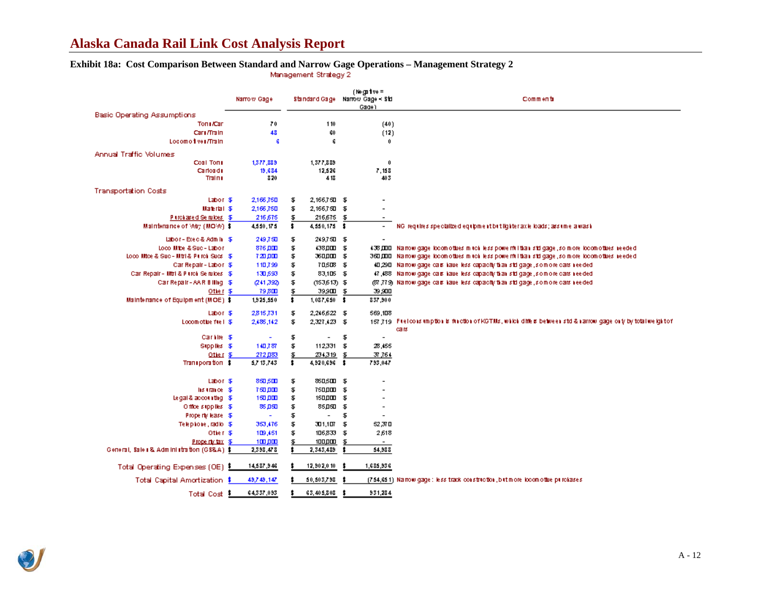# Alaska Canada Rail Link Cost Analysis Report

**Exhibit 18a: Cost Comparison Between Standard and Narrow Gage Operations – Management Strategy 2**

Management Strategy 2

| | Narrow Gage | Standard Gage | (Negative = Narrow Gage < Std Gage) | Comments |
|---|---|---|---|---|
| **Basic Operating Assumptions** | | | | |
| Tons/Car | 70 | 110 | (40) | |
| Cars/Train | 48 | 60 | (12) | |
| Locomotives/Train | 6 | 6 | 0 | |
| **Annual Traffic Volumes** | | | | |
| Coal Tons | 1,377,889 | 1,377,889 | 0 | |
| Carloads | 19,684 | 12,526 | 7,158 | |
| Trains | 820 | 418 | 403 | |
| **Transportation Costs** | | | | |
| Labor | $ 2,166,750 | $ 2,166,750 | $ - | |
| Material | $ 2,166,750 | $ 2,166,750 | $ - | |
| Purchased Services | $ 216,675 | $ 216,675 | $ - | |
| Maintenance of Way (MOW) | $ 4,550,175 | $ 4,550,175 | $ - | NG requires specialized equipment but lighter axle loads; assume a wash |
| Labor - Exec & Admin | $ 249,750 | $ 249,750 | $ - | |
| Loco Mtce & Svc - Labor | 876,000 | $ 438,000 | $ 438,000 | Narrow gage locomotives much less powerful than std gage, so more locomotives needed |
| Loco Mtce & Svc - Mtrl & Purch Svcs | $ 720,000 | $ 360,000 | $ 360,000 | Narrow gage locomotives much less powerful than std gage, so more locomotives needed |
| Car Repair - Labor | $ 110,799 | $ 70,508 | $ 40,290 | Narrow gage cars have less capacity than std gage, so more cars needed |
| Car Repair - Mtrl & Purch Services | $ 130,593 | $ 83,105 | $ 47,488 | Narrow gage cars have less capacity than std gage, so more cars needed |
| Car Repair - AAR Billing | $ (241,392) | $ (153,613) | $ (87,779) | Narrow gage cars have less capacity than std gage, so more cars needed |
| Other | $ 79,800 | $ 39,900 | $ 39,900 | |
| Maintenance of Equipment (MOE) | $ 1,925,550 | $ 1,087,650 | $ 837,900 | |
| Labor | $ 2,815,731 | $ 2,246,622 | $ 569,108 | |
| Locomotive fuel | $ 2,485,142 | $ 2,327,423 | $ 157,719 | Fuel consumption is function of KGTMs, which differs between std & narrow gage only by total weight of cars |
| Car hire | $ - | $ - | $ - | |
| Supplies | $ 140,787 | $ 112,331 | $ 28,455 | |
| Other | $ 272,083 | $ 234,319 | $ 37,764 | |
| Transportation | $ 5,713,743 | $ 4,920,696 | $ 793,047 | |
| Labor | $ 850,500 | $ 850,500 | $ - | |
| Insurance | $ 750,000 | $ 750,000 | $ - | |
| Legal & accounting | $ 150,000 | $ 150,000 | $ - | |
| Office supplies | $ 85,050 | $ 85,050 | $ - | |
| Property lease | $ - | $ - | $ - | |
| Telephone, radio | $ 353,476 | $ 301,107 | $ 52,370 | |
| Other | $ 109,451 | $ 106,833 | $ 2,618 | |
| Property tax | $ 100,000 | $ 100,000 | $ - | |
| General, Sales & Administration (GS&A) | $ 2,398,478 | $ 2,343,489 | $ 54,988 | |
| Total Operating Expenses (OE) | $ 14,587,946 | $ 12,902,010 | $ 1,685,936 | |
| Total Capital Amortization | $ 49,749,147 | $ 50,503,798 | $ (754,651) | Narrow gage: less track construction, but more locomotive purchases |
| Total Cost | $ 64,337,093 | $ 63,405,808 | $ 931,284 | |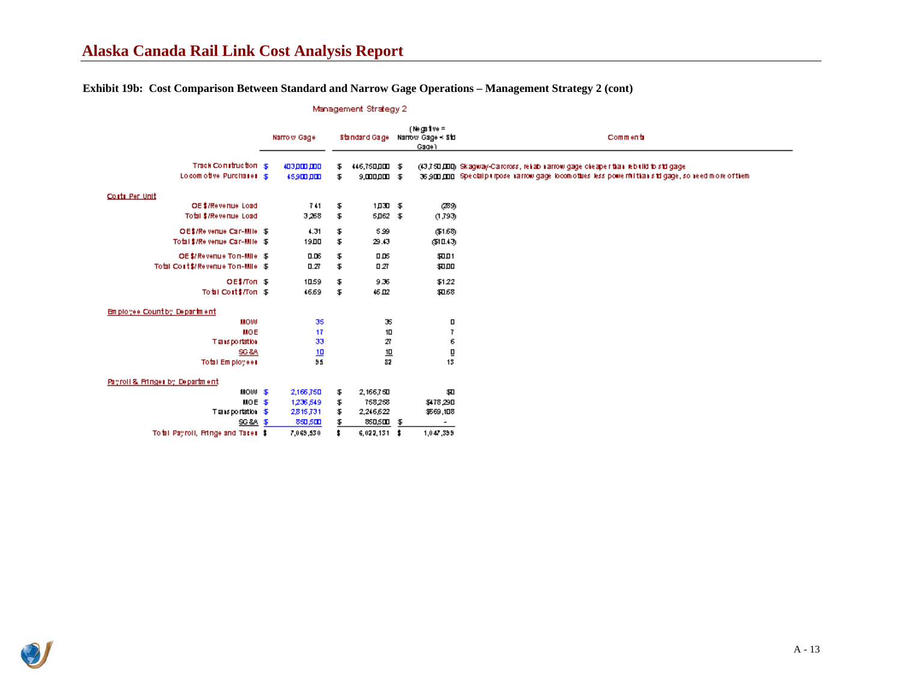## Exhibit 19b: Cost Comparison Between Standard and Narrow Gage Operations – Management Strategy 2 (cont)

Management Strategy 2

| | Narrow Gage | Standard Gage | (Negative = Narrow Gage < Std Gage) | Comments |
|---|---|---|---|---|
| Track Construction | $ 403,000,000 | $ 446,750,000 | $ (43,750,000) | Skagway-Carcross, rehab narrow gage cheaper than rebuild to std gage |
| Locomotive Purchases | $ 45,900,000 | $ 9,000,000 | $ 36,900,000 | Special purpose narrow gage locomotives less powerful than std gage, so need more of them |
| **Costs Per Unit** | | | | |
| OE $/Revenue Load | 741 | $ 1,030 | $ (289) | |
| Total $/Revenue Load | 3,268 | $ 5,062 | $ (1,793) | |
| OE $/Revenue Car-Mile | $ 4.31 | $ 5.99 | ($1.68) | |
| Total $/Revenue Car-Mile | $ 19.00 | $ 29.43 | ($10.43) | |
| OE $/Revenue Ton-Mile | $ 0.06 | $ 0.05 | $0.01 | |
| Total Cost $/Revenue Ton-Mile | $ 0.27 | $ 0.27 | $0.00 | |
| OE $/Ton | $ 10.59 | $ 9.36 | $1.22 | |
| Total Cost $/Ton | $ 46.69 | $ 46.02 | $0.68 | |
| **Employee Count by Department** | | | | |
| MOW | 35 | 35 | 0 | |
| MOE | 17 | 10 | 7 | |
| Transportation | 33 | 27 | 6 | |
| SG&A | 10 | 10 | 0 | |
| Total Employees | 95 | 82 | 13 | |
| **Payroll & Fringes by Department** | | | | |
| MOW | $ 2,166,750 | $ 2,166,750 | $0 | |
| MOE | $ 1,236,549 | $ 758,258 | $478,290 | |
| Transportation | $ 2,815,731 | $ 2,246,622 | $569,108 | |
| SG&A | $ 850,500 | $ 850,500 | $ - | |
| Total Payroll, Fringe and Taxes | $ 7,069,530 | $ 6,022,131 | $ 1,047,399 | |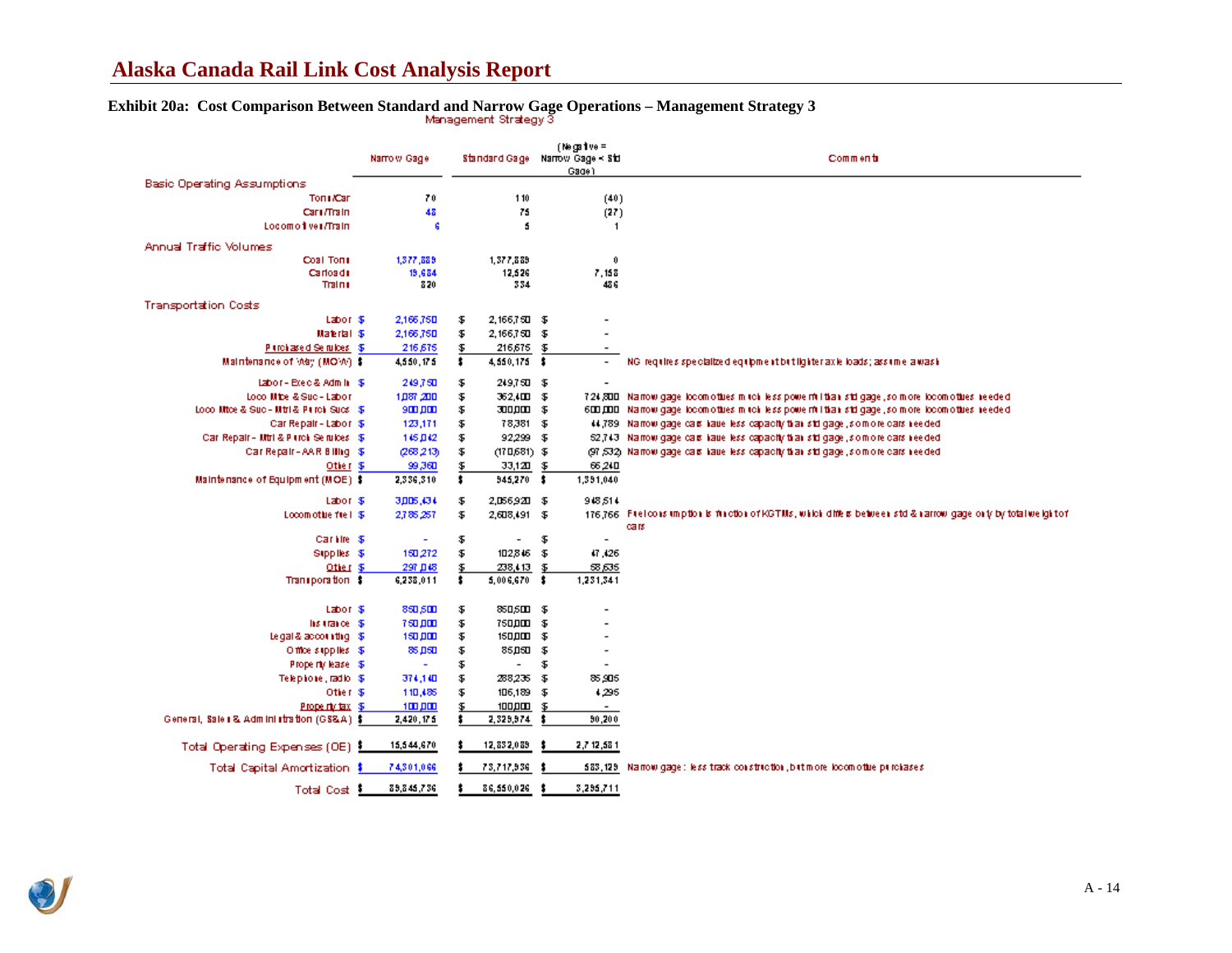# Alaska Canada Rail Link Cost Analysis Report

## Exhibit 20a: Cost Comparison Between Standard and Narrow Gage Operations – Management Strategy 3

Management Strategy 3

| | Narrow Gage | Standard Gage | (Negative = Narrow Gage < Std Gage) | Comments |
|---|---|---|---|---|
| **Basic Operating Assumptions** | | | | |
| Tons/Car | 70 | 110 | (40) | |
| Cars/Train | 48 | 75 | (27) | |
| Locomotives/Train | 6 | 5 | 1 | |
| **Annual Traffic Volumes** | | | | |
| Coal Tons | 1,377,889 | 1,377,889 | 0 | |
| Carloads | 19,684 | 12,526 | 7,158 | |
| Trains | 820 | 334 | 486 | |
| **Transportation Costs** | | | | |
| Labor | $ 2,166,750 | $ 2,166,750 | $ - | |
| Material | $ 2,166,750 | $ 2,166,750 | $ - | |
| Purchased Services | $ 216,675 | $ 216,675 | $ - | |
| Maintenance of Way (MOW) | $ 4,550,175 | $ 4,550,175 | $ - | NG requires specialized equipment but lighter axle loads; assume a wash |
| Labor - Exec & Admin | $ 249,750 | $ 249,750 | $ - | |
| Loco Mtce & Svc - Labor | 1,087,200 | $ 362,400 | $ 724,800 | Narrow gage locomotives much less powerful than std gage, so more locomotives needed |
| Loco Mtce & Svc - Mtrl & Purch Svcs | $ 900,000 | $ 300,000 | $ 600,000 | Narrow gage locomotives much less powerful than std gage, so more locomotives needed |
| Car Repair - Labor | $ 123,171 | $ 78,381 | $ 44,789 | Narrow gage cars have less capacity than std gage, so more cars needed |
| Car Repair - Mtrl & Purch Services | $ 145,042 | $ 92,299 | $ 52,743 | Narrow gage cars have less capacity than std gage, so more cars needed |
| Car Repair - AAR Billing | $ (268,213) | $ (170,681) | $ (97,532) | Narrow gage cars have less capacity than std gage, so more cars needed |
| Other | $ 99,360 | $ 33,120 | $ 66,240 | |
| Maintenance of Equipment (MOE) | $ 2,336,310 | $ 945,270 | $ 1,391,040 | |
| Labor | $ 3,005,434 | $ 2,056,920 | $ 948,514 | |
| Locomotive fuel | $ 2,785,257 | $ 2,608,491 | $ 176,766 | Fuel consumption is function of KGTMs, which differs between std & narrow gage only by total weight of cars |
| Car hire | $ - | $ - | $ - | |
| Supplies | $ 150,272 | $ 102,846 | $ 47,426 | |
| Other | $ 297,048 | $ 238,413 | $ 58,635 | |
| Transportation | $ 6,238,011 | $ 5,006,670 | $ 1,231,341 | |
| Labor | $ 850,500 | $ 850,500 | $ - | |
| Insurance | $ 750,000 | $ 750,000 | $ - | |
| Legal & accounting | $ 150,000 | $ 150,000 | $ - | |
| Office supplies | $ 85,050 | $ 85,050 | $ - | |
| Property lease | $ - | $ - | $ - | |
| Telephone, radio | $ 374,140 | $ 288,235 | $ 85,905 | |
| Other | $ 110,485 | $ 106,189 | $ 4,295 | |
| Property tax | $ 100,000 | $ 100,000 | $ - | |
| General, Sales & Administration (GS&A) | $ 2,420,175 | $ 2,329,974 | $ 90,200 | |
| **Total Operating Expenses (OE)** | $ 15,544,670 | $ 12,832,089 | $ 2,712,581 | |
| **Total Capital Amortization** | $ 74,301,066 | $ 73,717,936 | $ 583,129 | Narrow gage: less track construction, but more locomotive purchases |
| **Total Cost** | $ 89,845,736 | $ 86,550,026 | $ 3,295,711 | |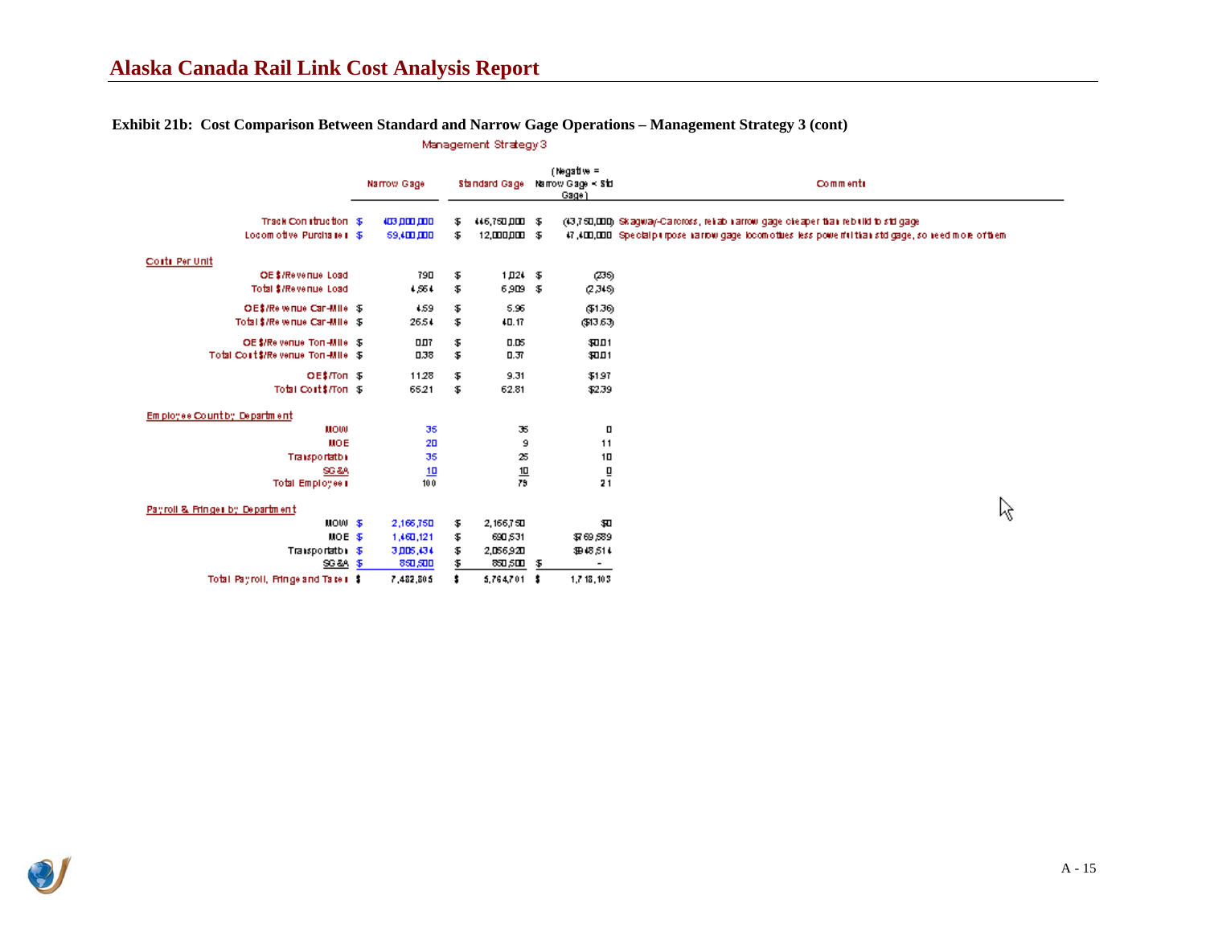# Alaska Canada Rail Link Cost Analysis Report

**Exhibit 21b: Cost Comparison Between Standard and Narrow Gage Operations – Management Strategy 3 (cont)**

Management Strategy 3

| | Narrow Gage | Standard Gage | (Negative = Narrow Gage < Std Gage) | Comments |
|---|---|---|---|---|
| Track Construction | $ 403,000,000 | $ 446,750,000 | $ (43,750,000) | Skagway-Carcross, rehab narrow gage cheaper than rebuild to std gage |
| Locomotive Purchases | $ 59,400,000 | $ 12,000,000 | $ 47,400,000 | Special purpose narrow gage locomotives less powerful than std gage, so need more of them |
| **Costs Per Unit** | | | | |
| OE $/Revenue Load | 790 | $ 1,024 | $ (235) | |
| Total $/Revenue Load | 4,564 | $ 6,909 | $ (2,345) | |
| OE $/Revenue Car-Mile | $ 4.59 | $ 5.96 | ($1.36) | |
| Total $/Revenue Car-Mile | $ 26.54 | $ 40.17 | ($13.63) | |
| OE $/Revenue Ton-Mile | $ 0.07 | $ 0.05 | $0.01 | |
| Total Cost $/Revenue Ton-Mile | $ 0.38 | $ 0.37 | $0.01 | |
| OE $/Ton | $ 11.28 | $ 9.31 | $1.97 | |
| Total Cost $/Ton | $ 65.21 | $ 62.81 | $2.39 | |
| **Employee Count by Department** | | | | |
| MOW | 35 | 35 | 0 | |
| MOE | 20 | 9 | 11 | |
| Transportation | 35 | 25 | 10 | |
| SG&A | 10 | 10 | 0 | |
| Total Employees | 100 | 79 | 21 | |
| **Payroll & Fringes by Department** | | | | |
| MOW | $ 2,166,750 | $ 2,166,750 | $0 | |
| MOE | $ 1,460,121 | $ 690,531 | $769,589 | |
| Transportation | $ 3,005,434 | $ 2,056,920 | $948,514 | |
| SG&A | $ 850,500 | $ 850,500 | $ - | |
| Total Payroll, Fringe and Taxes | $ 7,482,805 | $ 5,764,701 | $ 1,718,103 | |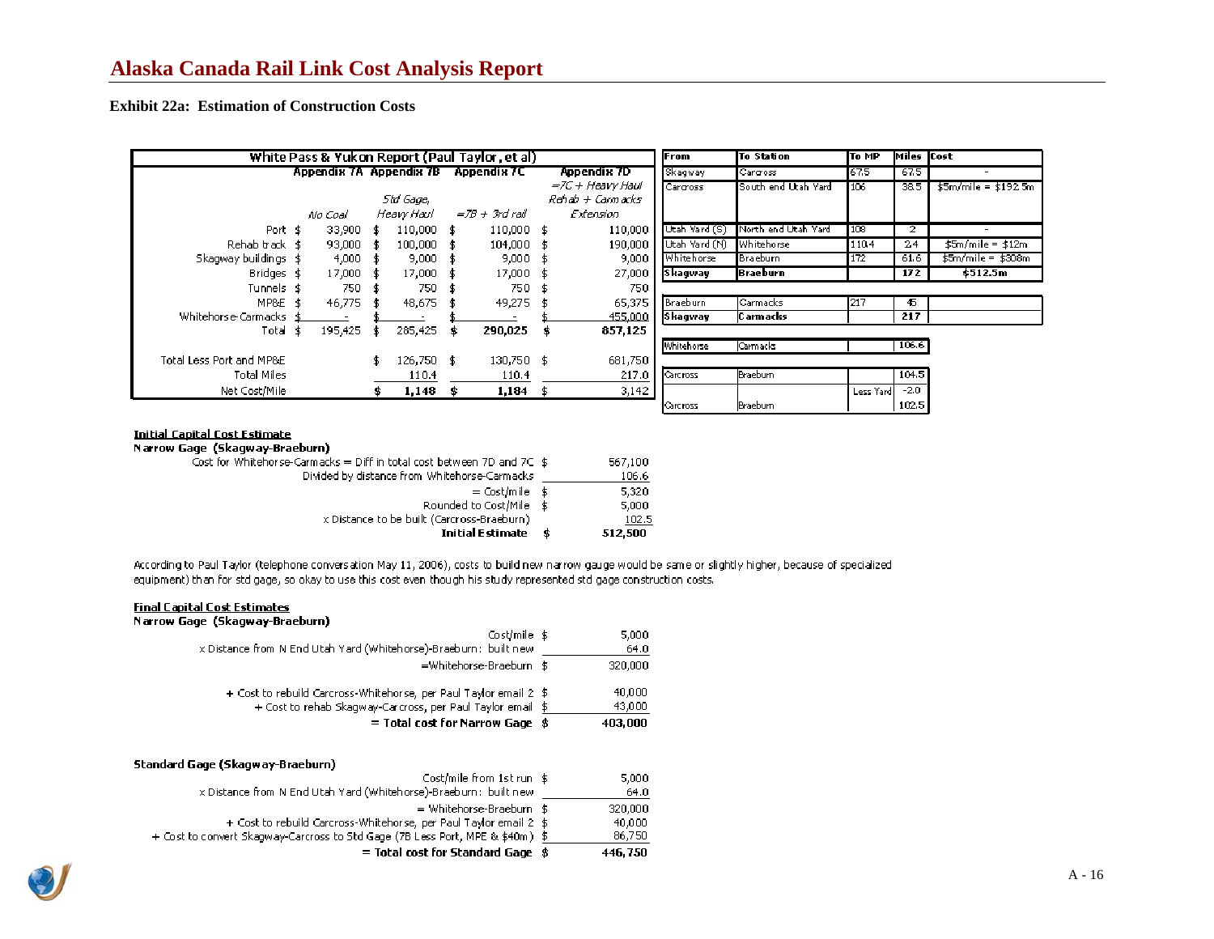# Alaska Canada Rail Link Cost Analysis Report

**Exhibit 22a: Estimation of Construction Costs**

| White Pass & Yukon Report (Paul Taylor, et al) | Appendix 7A | Appendix 7B | Appendix 7C | Appendix 7D |
|---|---|---|---|---|
| | | | | =7C + Heavy Haul |
| | | Std Gage, | | Rehab + Carmacks |
| | No Coal | Heavy Haul | =7B + 3rd rail | Extension |
| Port | $ 33,900 | $ 110,000 | $ 110,000 | $ 110,000 |
| Rehab track | $ 93,000 | $ 100,000 | $ 104,000 | $ 190,000 |
| Skagway buildings | $ 4,000 | $ 9,000 | $ 9,000 | $ 9,000 |
| Bridges | $ 17,000 | $ 17,000 | $ 17,000 | $ 27,000 |
| Tunnels | $ 750 | $ 750 | $ 750 | $ 750 |
| MP&E | $ 46,775 | $ 48,675 | $ 49,275 | $ 65,375 |
| Whitehorse-Carmacks | $ - | $ - | $ - | $ 455,000 |
| Total | $ 195,425 | $ 285,425 | $ 290,025 | $ 857,125 |
| Total Less Port and MP&E | | $ 126,750 | $ 130,750 | $ 681,750 |
| Total Miles | | 110.4 | 110.4 | 217.0 |
| Net Cost/Mile | | $ 1,148 | $ 1,184 | $ 3,142 |

| From | To Station | To MP | Miles | Cost |
|---|---|---|---|---|
| Skagway | Carcross | 67.5 | 67.5 | - |
| Carcross | South end Utah Yard | 106 | 38.5 | $5m/mile = $192.5m |
| Utah Yard (S) | North end Utah Yard | 108 | 2 | - |
| Utah Yard (N) | Whitehorse | 110.4 | 2.4 | $5m/mile = $12m |
| Whitehorse | Braeburn | 172 | 61.6 | $5m/mile = $308m |
| **Skagway** | **Braeburn** | | **172** | **$512.5m** |
| Braeburn | Carmacks | 217 | 45 | |
| **Skagway** | **Carmacks** | | **217** | |
| Whitehorse | Carmacks | | 106.6 | |
| Carcross | Braeburn | | 104.5 | |
| | | Less Yard | -2.0 | |
| Carcross | Braeburn | | 102.5 | |

**Initial Capital Cost Estimate**

**Narrow Gage (Skagway-Braeburn)**

| | | |
|---|---|---|
| Cost for Whitehorse-Carmacks = Diff in total cost between 7D and 7C | $ | 567,100 |
| Divided by distance from Whitehorse-Carmacks | | 106.6 |
| = Cost/mile | $ | 5,320 |
| Rounded to Cost/Mile | $ | 5,000 |
| x Distance to be built (Carcross-Braeburn) | | 102.5 |
| **Initial Estimate** | **$** | **512,500** |

According to Paul Taylor (telephone conversation May 11, 2006), costs to build new narrow gauge would be same or slightly higher, because of specialized equipment) than for std gage, so okay to use this cost even though his study represented std gage construction costs.

**Final Capital Cost Estimates**

**Narrow Gage (Skagway-Braeburn)**

| | | |
|---|---|---|
| Cost/mile | $ | 5,000 |
| x Distance from N End Utah Yard (Whitehorse)-Braeburn: built new | | 64.0 |
| =Whitehorse-Braeburn | $ | 320,000 |
| + Cost to rebuild Carcross-Whitehorse, per Paul Taylor email 2 | $ | 40,000 |
| + Cost to rehab Skagway-Carcross, per Paul Taylor email | $ | 43,000 |
| **= Total cost for Narrow Gage** | **$** | **403,000** |

**Standard Gage (Skagway-Braeburn)**

| | | |
|---|---|---|
| Cost/mile from 1st run | $ | 5,000 |
| x Distance from N End Utah Yard (Whitehorse)-Braeburn: built new | | 64.0 |
| = Whitehorse-Braeburn | $ | 320,000 |
| + Cost to rebuild Carcross-Whitehorse, per Paul Taylor email 2 | $ | 40,000 |
| + Cost to convert Skagway-Carcross to Std Gage (7B Less Port, MPE & $40m) | $ | 86,750 |
| **= Total cost for Standard Gage** | **$** | **446,750** |